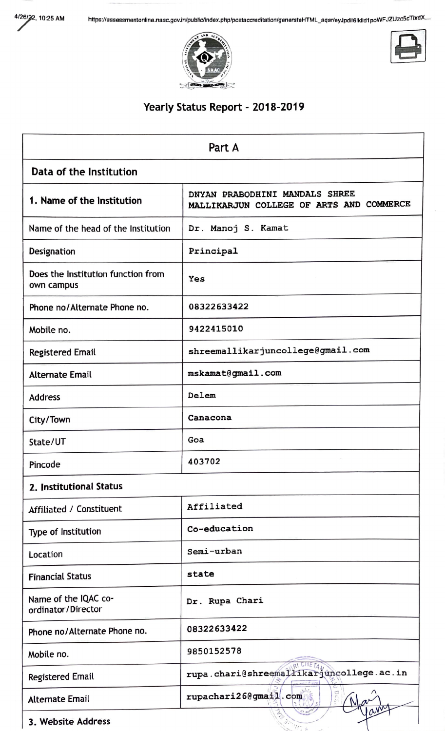# Yearly Status Report - 2018-2019

| Part A | |
|---|---|
| **Data of the Institution** | |
| **1. Name of the Institution** | DNYAN PRABODHINI MANDALS SHREE MALLIKARJUN COLLEGE OF ARTS AND COMMERCE |
| Name of the head of the Institution | Dr. Manoj S. Kamat |
| Designation | Principal |
| Does the Institution function from own campus | Yes |
| Phone no/Alternate Phone no. | 08322633422 |
| Mobile no. | 9422415010 |
| Registered Email | shreemallikarjuncollege@gmail.com |
| Alternate Email | mskamat@gmail.com |
| Address | Delem |
| City/Town | Canacona |
| State/UT | Goa |
| Pincode | 403702 |
| **2. Institutional Status** | |
| Affiliated / Constituent | Affiliated |
| Type of Institution | Co-education |
| Location | Semi-urban |
| Financial Status | state |
| Name of the IQAC co-ordinator/Director | Dr. Rupa Chari |
| Phone no/Alternate Phone no. | 08322633422 |
| Mobile no. | 9850152578 |
| Registered Email | rupa.chari@shreemallikarjuncollege.ac.in |
| Alternate Email | rupachari26@gmail.com |
| **3. Website Address** | |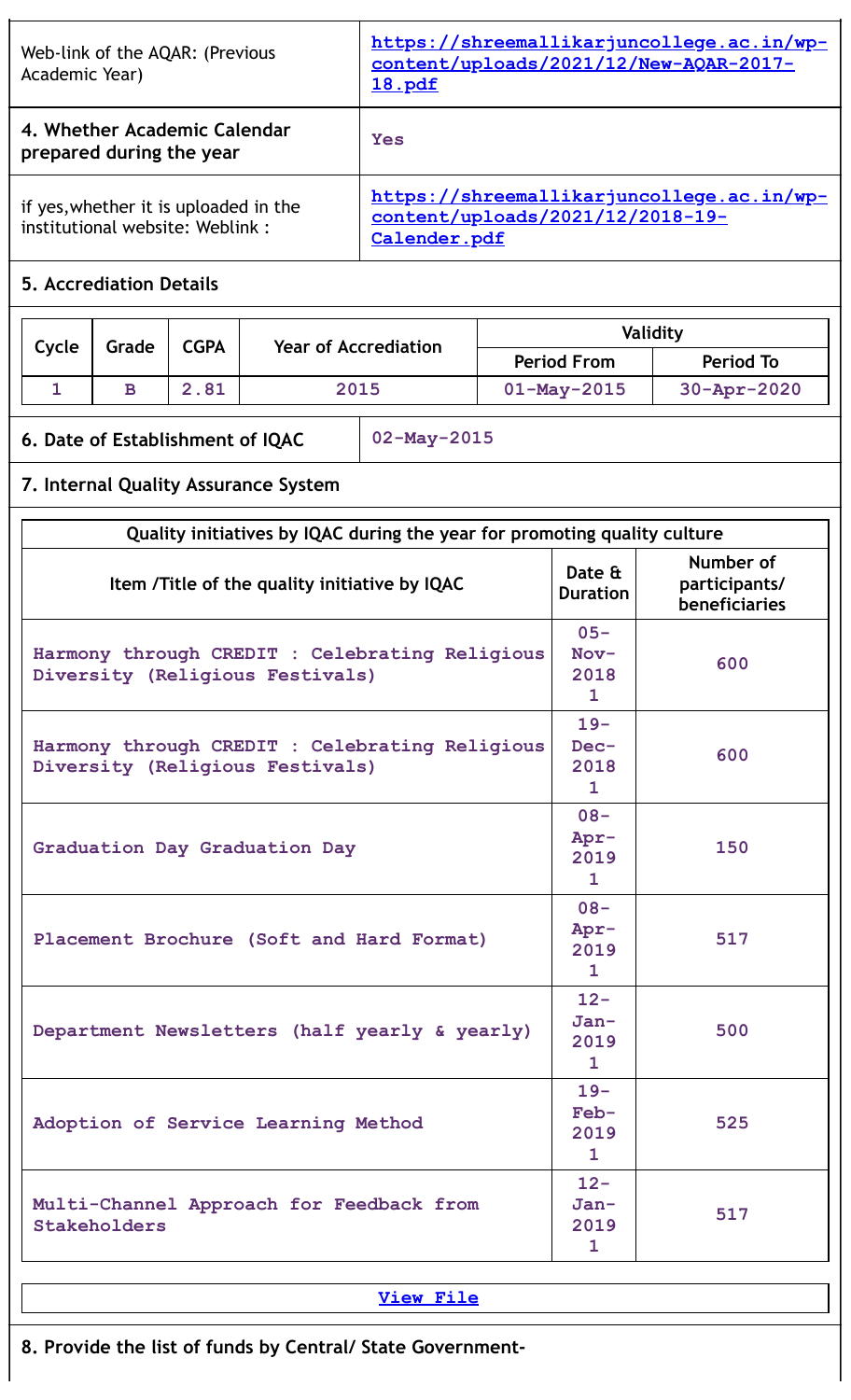| Web-link of the AQAR: (Previous Academic Year) | https://shreemallikarjuncollege.ac.in/wp-content/uploads/2021/12/New-AQAR-2017-18.pdf |
|---|---|
| **4. Whether Academic Calendar prepared during the year** | Yes |
| if yes,whether it is uploaded in the institutional website: Weblink : | https://shreemallikarjuncollege.ac.in/wp-content/uploads/2021/12/2018-19-Calender.pdf |

**5. Accrediation Details**

| Cycle | Grade | CGPA | Year of Accrediation | Validity | |
|---|---|---|---|---|---|
| | | | | Period From | Period To |
| 1 | B | 2.81 | 2015 | 01-May-2015 | 30-Apr-2020 |

| **6. Date of Establishment of IQAC** | 02-May-2015 |
|---|---|

**7. Internal Quality Assurance System**

| Quality initiatives by IQAC during the year for promoting quality culture | | |
|---|---|---|
| Item /Title of the quality initiative by IQAC | Date & Duration | Number of participants/ beneficiaries |
| Harmony through CREDIT : Celebrating Religious Diversity (Religious Festivals) | 05-Nov-2018 1 | 600 |
| Harmony through CREDIT : Celebrating Religious Diversity (Religious Festivals) | 19-Dec-2018 1 | 600 |
| Graduation Day Graduation Day | 08-Apr-2019 1 | 150 |
| Placement Brochure (Soft and Hard Format) | 08-Apr-2019 1 | 517 |
| Department Newsletters (half yearly & yearly) | 12-Jan-2019 1 | 500 |
| Adoption of Service Learning Method | 19-Feb-2019 1 | 525 |
| Multi-Channel Approach for Feedback from Stakeholders | 12-Jan-2019 1 | 517 |

View File

**8. Provide the list of funds by Central/ State Government-**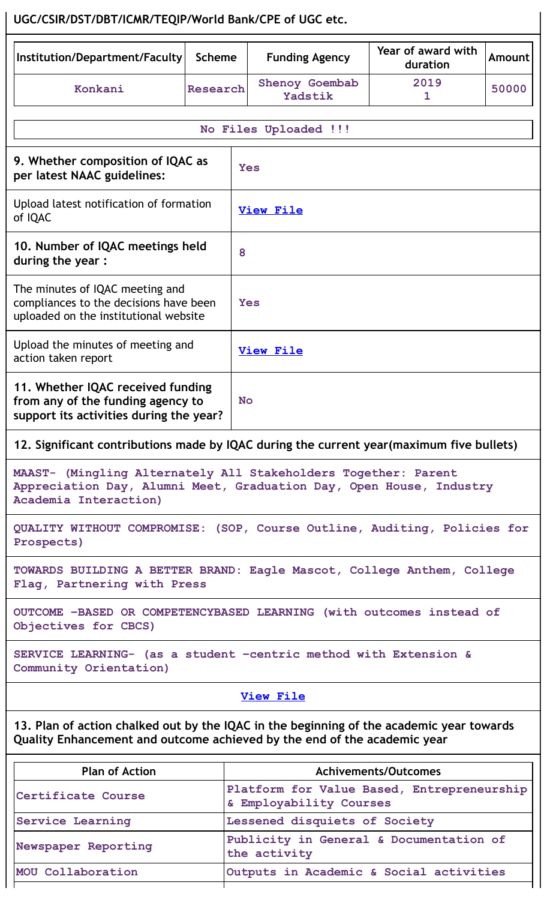UGC/CSIR/DST/DBT/ICMR/TEQIP/World Bank/CPE of UGC etc.

| Institution/Department/Faculty | Scheme | Funding Agency | Year of award with duration | Amount |
|---|---|---|---|---|
| Konkani | Research | Shenoy Goembab Yadstik | 2019<br>1 | 50000 |

No Files Uploaded !!!

| | |
|---|---|
| **9. Whether composition of IQAC as per latest NAAC guidelines:** | Yes |
| Upload latest notification of formation of IQAC | View File |
| **10. Number of IQAC meetings held during the year :** | 8 |
| The minutes of IQAC meeting and compliances to the decisions have been uploaded on the institutional website | Yes |
| Upload the minutes of meeting and action taken report | View File |
| **11. Whether IQAC received funding from any of the funding agency to support its activities during the year?** | No |

**12. Significant contributions made by IQAC during the current year(maximum five bullets)**

MAAST- (Mingling Alternately All Stakeholders Together: Parent Appreciation Day, Alumni Meet, Graduation Day, Open House, Industry Academia Interaction)

QUALITY WITHOUT COMPROMISE: (SOP, Course Outline, Auditing, Policies for Prospects)

TOWARDS BUILDING A BETTER BRAND: Eagle Mascot, College Anthem, College Flag, Partnering with Press

OUTCOME –BASED OR COMPETENCYBASED LEARNING (with outcomes instead of Objectives for CBCS)

SERVICE LEARNING- (as a student –centric method with Extension & Community Orientation)

View File

**13. Plan of action chalked out by the IQAC in the beginning of the academic year towards Quality Enhancement and outcome achieved by the end of the academic year**

| Plan of Action | Achivements/Outcomes |
|---|---|
| Certificate Course | Platform for Value Based, Entrepreneurship & Employability Courses |
| Service Learning | Lessened disquiets of Society |
| Newspaper Reporting | Publicity in General & Documentation of the activity |
| MOU Collaboration | Outputs in Academic & Social activities |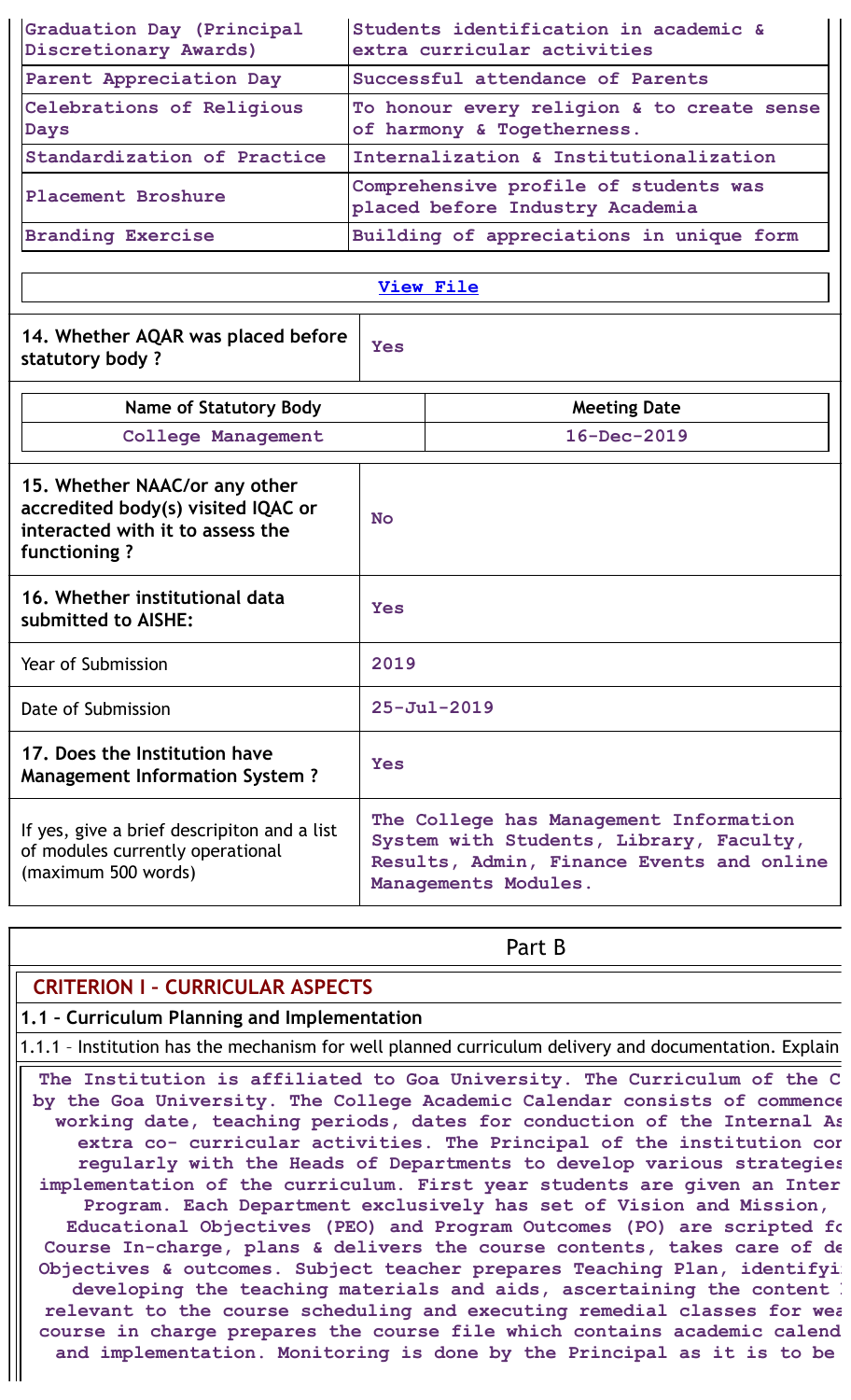| | |
|---|---|
| Graduation Day (Principal Discretionary Awards) | Students identification in academic & extra curricular activities |
| Parent Appreciation Day | Successful attendance of Parents |
| Celebrations of Religious Days | To honour every religion & to create sense of harmony & Togetherness. |
| Standardization of Practice | Internalization & Institutionalization |
| Placement Broshure | Comprehensive profile of students was placed before Industry Academia |
| Branding Exercise | Building of appreciations in unique form |

View File

| | |
|---|---|
| **14. Whether AQAR was placed before statutory body ?** | Yes |

| Name of Statutory Body | Meeting Date |
|---|---|
| College Management | 16-Dec-2019 |

| | |
|---|---|
| **15. Whether NAAC/or any other accredited body(s) visited IQAC or interacted with it to assess the functioning ?** | No |
| **16. Whether institutional data submitted to AISHE:** | Yes |
| Year of Submission | 2019 |
| Date of Submission | 25-Jul-2019 |
| **17. Does the Institution have Management Information System ?** | Yes |
| If yes, give a brief descripiton and a list of modules currently operational (maximum 500 words) | The College has Management Information System with Students, Library, Faculty, Results, Admin, Finance Events and online Managements Modules. |

## Part B

## CRITERION I – CURRICULAR ASPECTS

### 1.1 – Curriculum Planning and Implementation

1.1.1 – Institution has the mechanism for well planned curriculum delivery and documentation. Explain

The Institution is affiliated to Goa University. The Curriculum of the C by the Goa University. The College Academic Calendar consists of commence working date, teaching periods, dates for conduction of the Internal As extra co- curricular activities. The Principal of the institution cor regularly with the Heads of Departments to develop various strategies implementation of the curriculum. First year students are given an Inter Program. Each Department exclusively has set of Vision and Mission, Educational Objectives (PEO) and Program Outcomes (PO) are scripted fo Course In-charge, plans & delivers the course contents, takes care of de Objectives & outcomes. Subject teacher prepares Teaching Plan, identifyi developing the teaching materials and aids, ascertaining the content l relevant to the course scheduling and executing remedial classes for wea course in charge prepares the course file which contains academic calend and implementation. Monitoring is done by the Principal as it is to be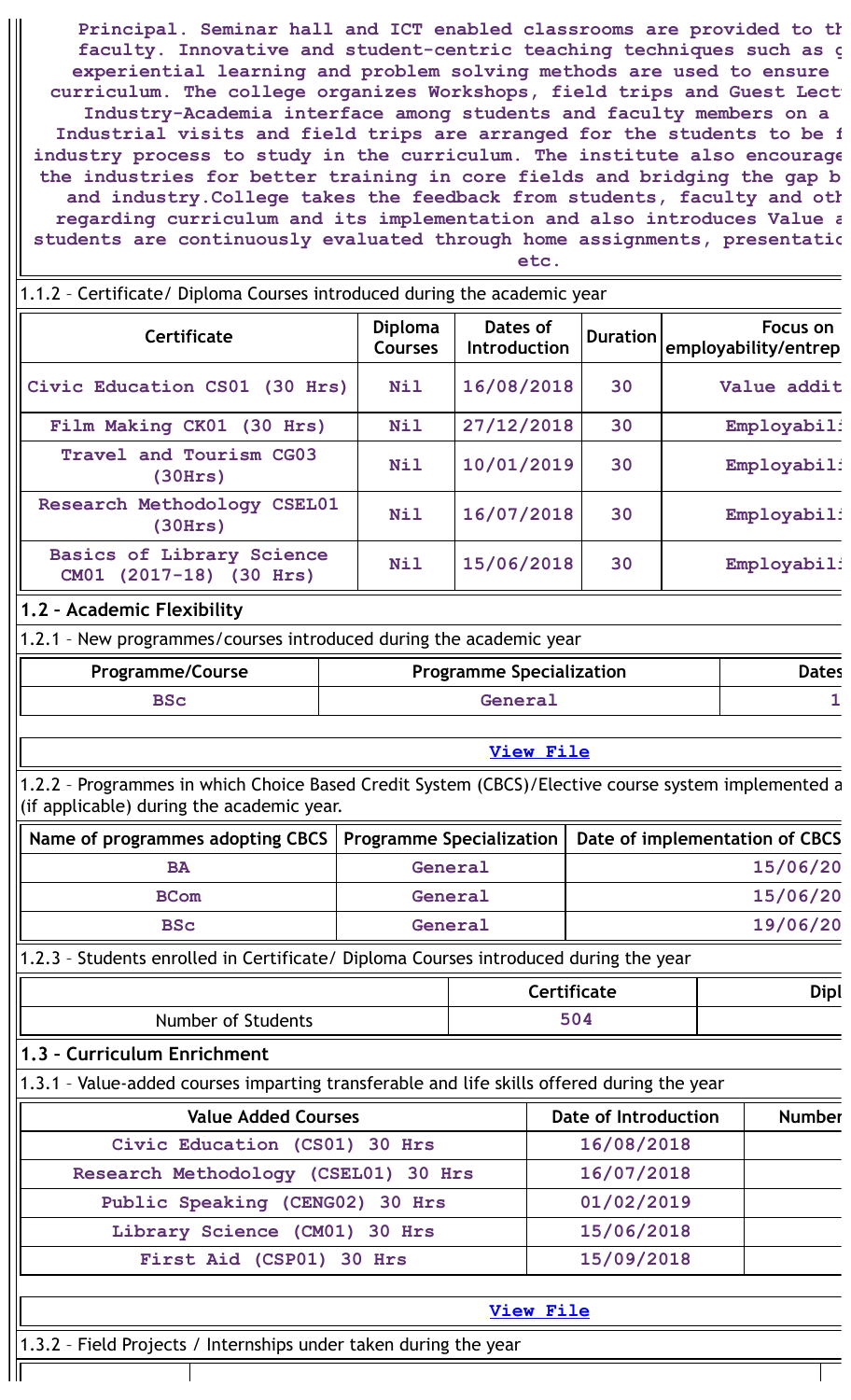Principal. Seminar hall and ICT enabled classrooms are provided to th faculty. Innovative and student-centric teaching techniques such as g experiential learning and problem solving methods are used to ensure curriculum. The college organizes Workshops, field trips and Guest Lect Industry-Academia interface among students and faculty members on a Industrial visits and field trips are arranged for the students to be f industry process to study in the curriculum. The institute also encourage the industries for better training in core fields and bridging the gap b and industry.College takes the feedback from students, faculty and oth regarding curriculum and its implementation and also introduces Value a students are continuously evaluated through home assignments, presentatio etc.

1.1.2 – Certificate/ Diploma Courses introduced during the academic year

| Certificate | Diploma Courses | Dates of Introduction | Duration | Focus on employability/entrep |
|---|---|---|---|---|
| Civic Education CS01 (30 Hrs) | Nil | 16/08/2018 | 30 | Value addit |
| Film Making CK01 (30 Hrs) | Nil | 27/12/2018 | 30 | Employabili |
| Travel and Tourism CG03 (30Hrs) | Nil | 10/01/2019 | 30 | Employabili |
| Research Methodology CSEL01 (30Hrs) | Nil | 16/07/2018 | 30 | Employabili |
| Basics of Library Science CM01 (2017-18) (30 Hrs) | Nil | 15/06/2018 | 30 | Employabili |

## 1.2 – Academic Flexibility

1.2.1 – New programmes/courses introduced during the academic year

| Programme/Course | Programme Specialization | Dates |
|---|---|---|
| BSc | General | 1 |

View File

1.2.2 – Programmes in which Choice Based Credit System (CBCS)/Elective course system implemented a (if applicable) during the academic year.

| Name of programmes adopting CBCS | Programme Specialization | Date of implementation of CBCS |
|---|---|---|
| BA | General | 15/06/20 |
| BCom | General | 15/06/20 |
| BSc | General | 19/06/20 |

1.2.3 – Students enrolled in Certificate/ Diploma Courses introduced during the year

| | Certificate | Dipl |
|---|---|---|
| Number of Students | 504 | |

## 1.3 – Curriculum Enrichment

1.3.1 – Value-added courses imparting transferable and life skills offered during the year

| Value Added Courses | Date of Introduction | Number |
|---|---|---|
| Civic Education (CS01) 30 Hrs | 16/08/2018 | |
| Research Methodology (CSEL01) 30 Hrs | 16/07/2018 | |
| Public Speaking (CENG02) 30 Hrs | 01/02/2019 | |
| Library Science (CM01) 30 Hrs | 15/06/2018 | |
| First Aid (CSP01) 30 Hrs | 15/09/2018 | |

View File

1.3.2 – Field Projects / Internships under taken during the year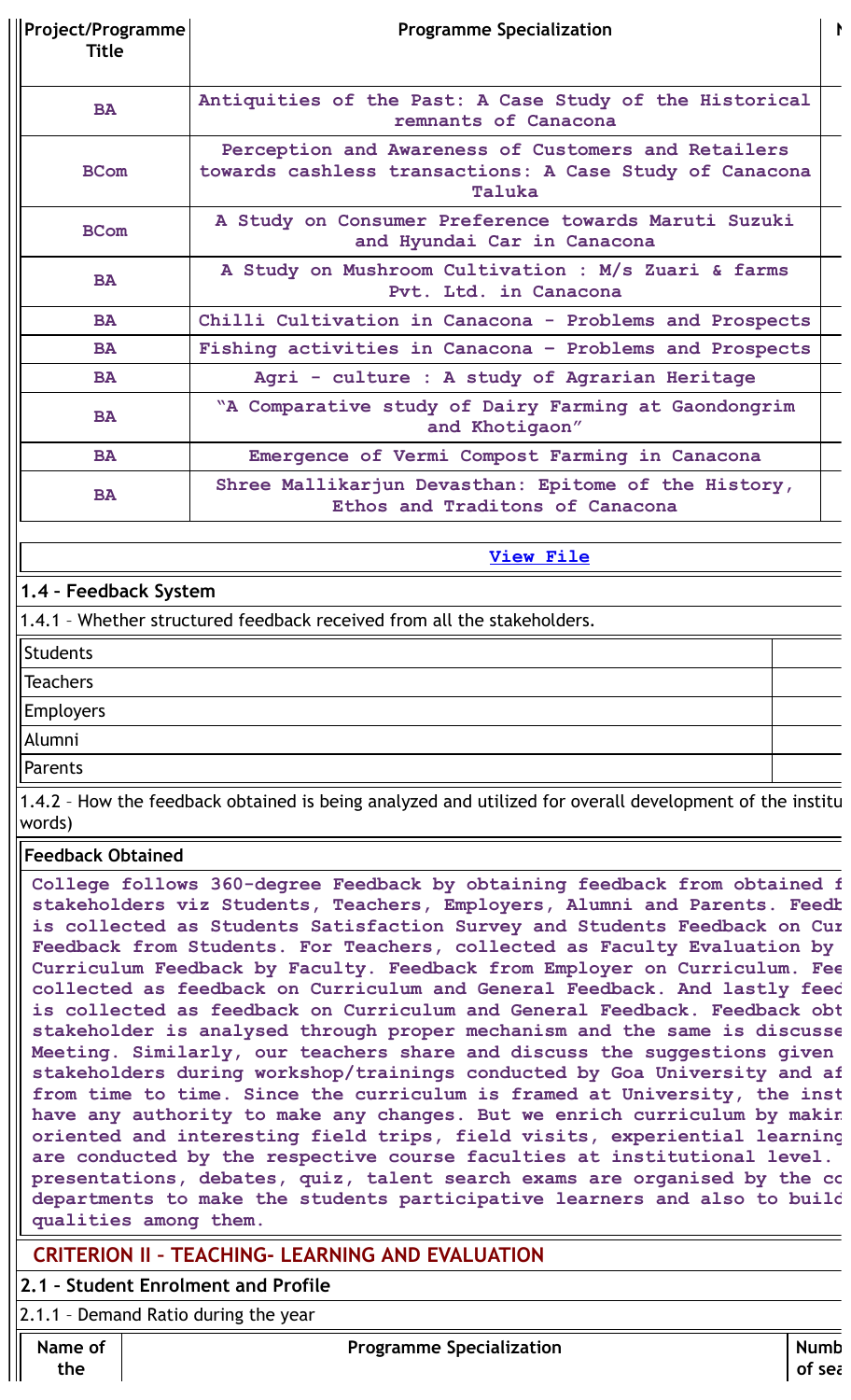| Project/Programme Title | Programme Specialization | N |
|---|---|---|
| BA | Antiquities of the Past: A Case Study of the Historical remnants of Canacona | |
| BCom | Perception and Awareness of Customers and Retailers towards cashless transactions: A Case Study of Canacona Taluka | |
| BCom | A Study on Consumer Preference towards Maruti Suzuki and Hyundai Car in Canacona | |
| BA | A Study on Mushroom Cultivation : M/s Zuari & farms Pvt. Ltd. in Canacona | |
| BA | Chilli Cultivation in Canacona - Problems and Prospects | |
| BA | Fishing activities in Canacona – Problems and Prospects | |
| BA | Agri - culture : A study of Agrarian Heritage | |
| BA | "A Comparative study of Dairy Farming at Gaondongrim and Khotigaon" | |
| BA | Emergence of Vermi Compost Farming in Canacona | |
| BA | Shree Mallikarjun Devasthan: Epitome of the History, Ethos and Traditons of Canacona | |

View File

### 1.4 – Feedback System

1.4.1 – Whether structured feedback received from all the stakeholders.

| | |
|---|---|
| Students | |
| Teachers | |
| Employers | |
| Alumni | |
| Parents | |

1.4.2 – How the feedback obtained is being analyzed and utilized for overall development of the institu words)

**Feedback Obtained**

**College follows 360-degree Feedback by obtaining feedback from obtained f stakeholders viz Students, Teachers, Employers, Alumni and Parents. Feedb is collected as Students Satisfaction Survey and Students Feedback on Cur Feedback from Students. For Teachers, collected as Faculty Evaluation by Curriculum Feedback by Faculty. Feedback from Employer on Curriculum. Fee collected as feedback on Curriculum and General Feedback. And lastly feed is collected as feedback on Curriculum and General Feedback. Feedback obt stakeholder is analysed through proper mechanism and the same is discusse Meeting. Similarly, our teachers share and discuss the suggestions given stakeholders during workshop/trainings conducted by Goa University and af from time to time. Since the curriculum is framed at University, the inst have any authority to make any changes. But we enrich curriculum by makin oriented and interesting field trips, field visits, experiential learning are conducted by the respective course faculties at institutional level. presentations, debates, quiz, talent search exams are organised by the co departments to make the students participative learners and also to build qualities among them.**

## CRITERION II – TEACHING- LEARNING AND EVALUATION

### 2.1 – Student Enrolment and Profile

2.1.1 – Demand Ratio during the year

| Name of the | Programme Specialization | Numb of sea |
|---|---|---|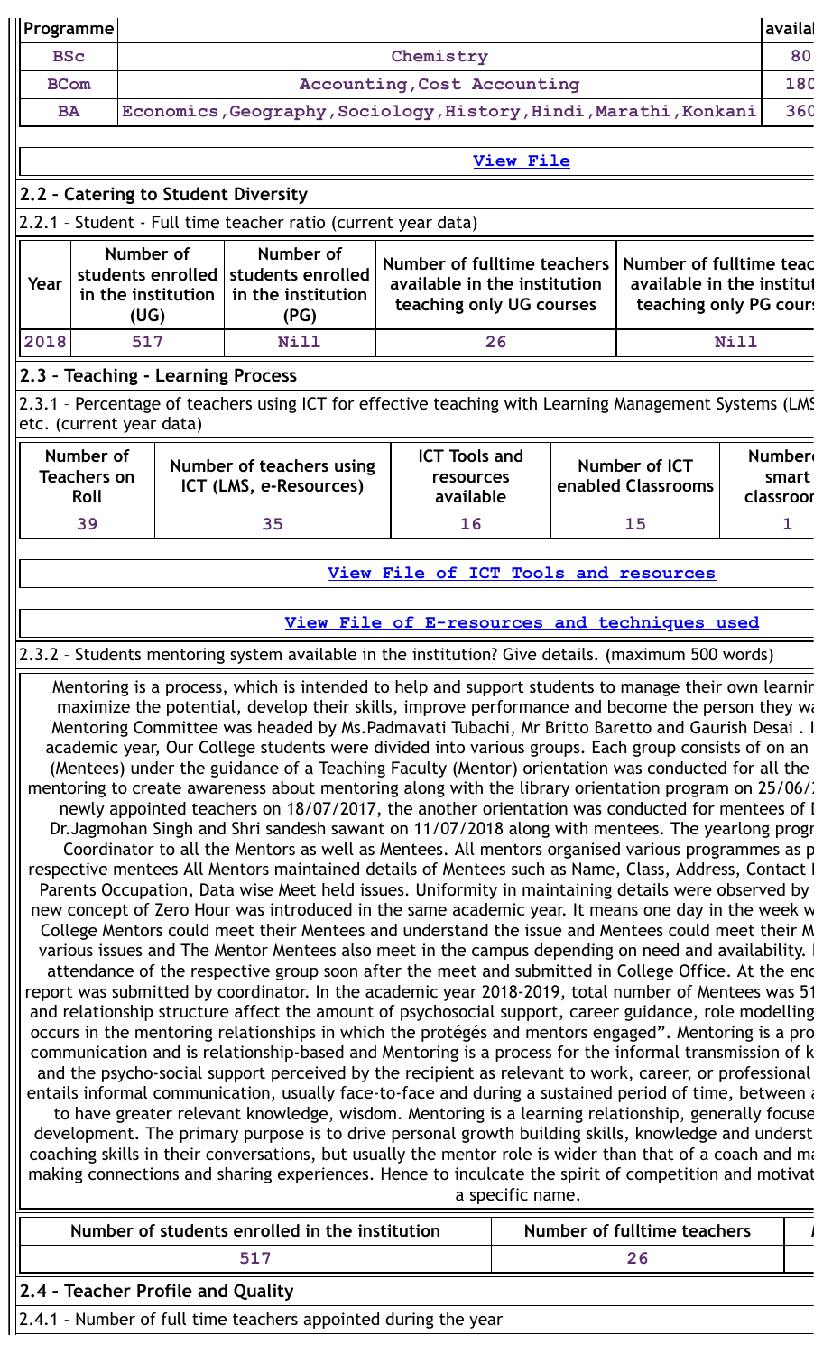| Programme | | availal |
|---|---|---|
| BSc | Chemistry | 80 |
| BCom | Accounting,Cost Accounting | 180 |
| BA | Economics,Geography,Sociology,History,Hindi,Marathi,Konkani | 360 |

[View File](#)

## 2.2 – Catering to Student Diversity

2.2.1 – Student - Full time teacher ratio (current year data)

| Year | Number of students enrolled in the institution (UG) | Number of students enrolled in the institution (PG) | Number of fulltime teachers available in the institution teaching only UG courses | Number of fulltime teac available in the institut teaching only PG cours |
|---|---|---|---|---|
| 2018 | 517 | Nill | 26 | Nill |

## 2.3 – Teaching - Learning Process

2.3.1 – Percentage of teachers using ICT for effective teaching with Learning Management Systems (LMS etc. (current year data)

| Number of Teachers on Roll | Number of teachers using ICT (LMS, e-Resources) | ICT Tools and resources available | Number of ICT enabled Classrooms | Number smart classroor |
|---|---|---|---|---|
| 39 | 35 | 16 | 15 | 1 |

[View File of ICT Tools and resources](#)

[View File of E-resources and techniques used](#)

2.3.2 – Students mentoring system available in the institution? Give details. (maximum 500 words)

Mentoring is a process, which is intended to help and support students to manage their own learnir maximize the potential, develop their skills, improve performance and become the person they wa Mentoring Committee was headed by Ms.Padmavati Tubachi, Mr Britto Baretto and Gaurish Desai . I academic year, Our College students were divided into various groups. Each group consists of on an (Mentees) under the guidance of a Teaching Faculty (Mentor) orientation was conducted for all the mentoring to create awareness about mentoring along with the library orientation program on 25/06/ newly appointed teachers on 18/07/2017, the another orientation was conducted for mentees of I Dr.Jagmohan Singh and Shri sandesh sawant on 11/07/2018 along with mentees. The yearlong progr Coordinator to all the Mentors as well as Mentees. All mentors organised various programmes as p respective mentees All Mentors maintained details of Mentees such as Name, Class, Address, Contact I Parents Occupation, Data wise Meet held issues. Uniformity in maintaining details were observed by new concept of Zero Hour was introduced in the same academic year. It means one day in the week w College Mentors could meet their Mentees and understand the issue and Mentees could meet their M various issues and The Mentor Mentees also meet in the campus depending on need and availability. I attendance of the respective group soon after the meet and submitted in College Office. At the end report was submitted by coordinator. In the academic year 2018-2019, total number of Mentees was 51 and relationship structure affect the amount of psychosocial support, career guidance, role modelling occurs in the mentoring relationships in which the protégés and mentors engaged". Mentoring is a pro communication and is relationship-based and Mentoring is a process for the informal transmission of k and the psycho-social support perceived by the recipient as relevant to work, career, or professional entails informal communication, usually face-to-face and during a sustained period of time, between a to have greater relevant knowledge, wisdom. Mentoring is a learning relationship, generally focuse development. The primary purpose is to drive personal growth building skills, knowledge and underst coaching skills in their conversations, but usually the mentor role is wider than that of a coach and ma making connections and sharing experiences. Hence to inculcate the spirit of competition and motivat a specific name.

| Number of students enrolled in the institution | Number of fulltime teachers | I |
|---|---|---|
| 517 | 26 | |

## 2.4 – Teacher Profile and Quality

2.4.1 – Number of full time teachers appointed during the year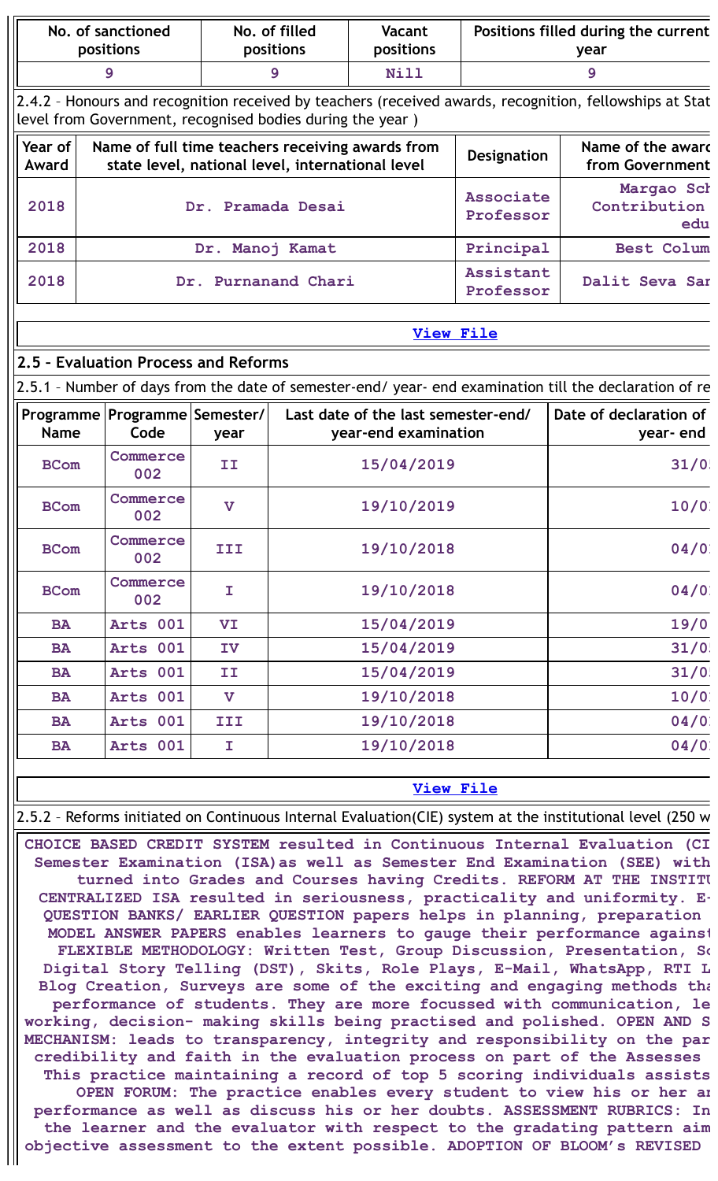| No. of sanctioned positions | No. of filled positions | Vacant positions | Positions filled during the current year |
|---|---|---|---|
| 9 | 9 | Nill | 9 |

2.4.2 – Honours and recognition received by teachers (received awards, recognition, fellowships at Stat level from Government, recognised bodies during the year )

| Year of Award | Name of full time teachers receiving awards from state level, national level, international level | Designation | Name of the awar from Government |
|---|---|---|---|
| 2018 | Dr. Pramada Desai | Associate Professor | Margao Sch Contribution edu |
| 2018 | Dr. Manoj Kamat | Principal | Best Colum |
| 2018 | Dr. Purnanand Chari | Assistant Professor | Dalit Seva Sar |

View File

## 2.5 – Evaluation Process and Reforms

2.5.1 – Number of days from the date of semester-end/ year- end examination till the declaration of re

| Programme Name | Programme Code | Semester/ year | Last date of the last semester-end/ year-end examination | Date of declaration of year- end |
|---|---|---|---|---|
| BCom | Commerce 002 | II | 15/04/2019 | 31/0 |
| BCom | Commerce 002 | V | 19/10/2019 | 10/0 |
| BCom | Commerce 002 | III | 19/10/2018 | 04/0 |
| BCom | Commerce 002 | I | 19/10/2018 | 04/0 |
| BA | Arts 001 | VI | 15/04/2019 | 19/0 |
| BA | Arts 001 | IV | 15/04/2019 | 31/0 |
| BA | Arts 001 | II | 15/04/2019 | 31/0 |
| BA | Arts 001 | V | 19/10/2018 | 10/0 |
| BA | Arts 001 | III | 19/10/2018 | 04/0 |
| BA | Arts 001 | I | 19/10/2018 | 04/0 |

View File

2.5.2 – Reforms initiated on Continuous Internal Evaluation(CIE) system at the institutional level (250 w

CHOICE BASED CREDIT SYSTEM resulted in Continuous Internal Evaluation (CI Semester Examination (ISA)as well as Semester End Examination (SEE) with turned into Grades and Courses having Credits. REFORM AT THE INSTITU CENTRALIZED ISA resulted in seriousness, practicality and uniformity. E- QUESTION BANKS/ EARLIER QUESTION papers helps in planning, preparation MODEL ANSWER PAPERS enables learners to gauge their performance against FLEXIBLE METHODOLOGY: Written Test, Group Discussion, Presentation, Sc Digital Story Telling (DST), Skits, Role Plays, E-Mail, WhatsApp, RTI L Blog Creation, Surveys are some of the exciting and engaging methods tha performance of students. They are more focussed with communication, le working, decision- making skills being practised and polished. OPEN AND S MECHANISM: leads to transparency, integrity and responsibility on the par credibility and faith in the evaluation process on part of the Assesses This practice maintaining a record of top 5 scoring individuals assists OPEN FORUM: The practice enables every student to view his or her an performance as well as discuss his or her doubts. ASSESSMENT RUBRICS: In the learner and the evaluator with respect to the gradating pattern aim objective assessment to the extent possible. ADOPTION OF BLOOM's REVISED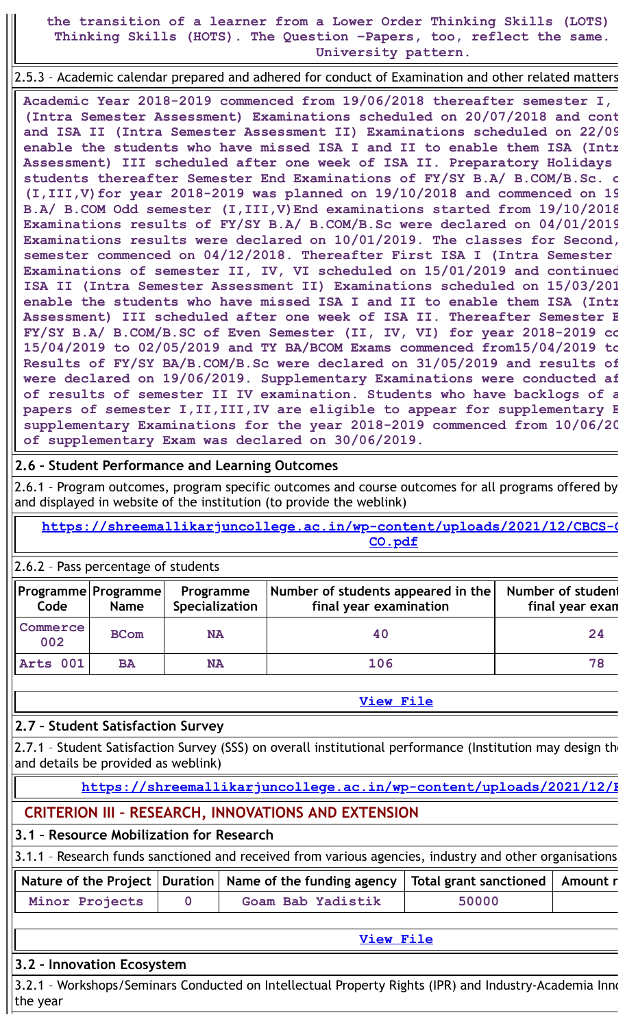**the transition of a learner from a Lower Order Thinking Skills (LOTS) Thinking Skills (HOTS). The Question –Papers, too, reflect the same. University pattern.**

2.5.3 – Academic calendar prepared and adhered for conduct of Examination and other related matters

**Academic Year 2018-2019 commenced from 19/06/2018 thereafter semester I, (Intra Semester Assessment) Examinations scheduled on 20/07/2018 and cont and ISA II (Intra Semester Assessment II) Examinations scheduled on 22/09 enable the students who have missed ISA I and II to enable them ISA (Intr Assessment) III scheduled after one week of ISA II. Preparatory Holidays students thereafter Semester End Examinations of FY/SY B.A/ B.COM/B.Sc. o (I,III,V)for year 2018-2019 was planned on 19/10/2018 and commenced on 19 B.A/ B.COM Odd semester (I,III,V)End examinations started from 19/10/2018 Examinations results of FY/SY B.A/ B.COM/B.Sc were declared on 04/01/2019 Examinations results were declared on 10/01/2019. The classes for Second, semester commenced on 04/12/2018. Thereafter First ISA I (Intra Semester Examinations of semester II, IV, VI scheduled on 15/01/2019 and continued ISA II (Intra Semester Assessment II) Examinations scheduled on 15/03/201 enable the students who have missed ISA I and II to enable them ISA (Intr Assessment) III scheduled after one week of ISA II. Thereafter Semester E FY/SY B.A/ B.COM/B.SC of Even Semester (II, IV, VI) for year 2018-2019 co 15/04/2019 to 02/05/2019 and TY BA/BCOM Exams commenced from15/04/2019 to Results of FY/SY BA/B.COM/B.Sc were declared on 31/05/2019 and results of were declared on 19/06/2019. Supplementary Examinations were conducted af of results of semester II IV examination. Students who have backlogs of a papers of semester I,II,III,IV are eligible to appear for supplementary E supplementary Examinations for the year 2018-2019 commenced from 10/06/20 of supplementary Exam was declared on 30/06/2019.**

## 2.6 – Student Performance and Learning Outcomes

2.6.1 – Program outcomes, program specific outcomes and course outcomes for all programs offered by and displayed in website of the institution (to provide the weblink)

**https://shreemallikarjuncollege.ac.in/wp-content/uploads/2021/12/CBCS-C CO.pdf**

2.6.2 – Pass percentage of students

| Programme Code | Programme Name | Programme Specialization | Number of students appeared in the final year examination | Number of student final year exam |
|---|---|---|---|---|
| Commerce 002 | BCom | NA | 40 | 24 |
| Arts 001 | BA | NA | 106 | 78 |

View File

## 2.7 – Student Satisfaction Survey

2.7.1 – Student Satisfaction Survey (SSS) on overall institutional performance (Institution may design th and details be provided as weblink)

**https://shreemallikarjuncollege.ac.in/wp-content/uploads/2021/12/F**

# CRITERION III – RESEARCH, INNOVATIONS AND EXTENSION

## 3.1 – Resource Mobilization for Research

3.1.1 – Research funds sanctioned and received from various agencies, industry and other organisations

| Nature of the Project | Duration | Name of the funding agency | Total grant sanctioned | Amount r |
|---|---|---|---|---|
| Minor Projects | 0 | Goam Bab Yadistik | 50000 | |

View File

## 3.2 – Innovation Ecosystem

3.2.1 – Workshops/Seminars Conducted on Intellectual Property Rights (IPR) and Industry-Academia Inno the year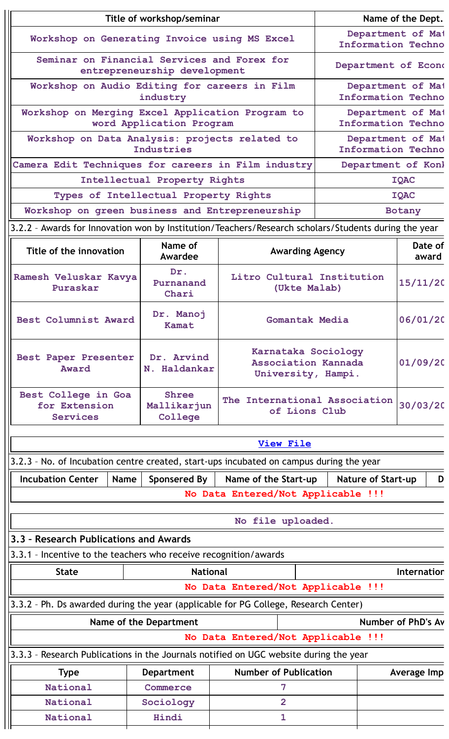| Title of workshop/seminar | Name of the Dept. |
|---|---|
| Workshop on Generating Invoice using MS Excel | Department of Mat Information Techno |
| Seminar on Financial Services and Forex for entrepreneurship development | Department of Econo |
| Workshop on Audio Editing for careers in Film industry | Department of Mat Information Techno |
| Workshop on Merging Excel Application Program to word Application Program | Department of Mat Information Techno |
| Workshop on Data Analysis: projects related to Industries | Department of Mat Information Techno |
| Camera Edit Techniques for careers in Film industry | Department of Konk |
| Intellectual Property Rights | IQAC |
| Types of Intellectual Property Rights | IQAC |
| Workshop on green business and Entrepreneurship | Botany |

3.2.2 – Awards for Innovation won by Institution/Teachers/Research scholars/Students during the year

| Title of the innovation | Name of Awardee | Awarding Agency | Date of award |
|---|---|---|---|
| Ramesh Veluskar Kavya Puraskar | Dr. Purnanand Chari | Litro Cultural Institution (Ukte Malab) | 15/11/20 |
| Best Columnist Award | Dr. Manoj Kamat | Gomantak Media | 06/01/20 |
| Best Paper Presenter Award | Dr. Arvind N. Haldankar | Karnataka Sociology Association Kannada University, Hampi. | 01/09/20 |
| Best College in Goa for Extension Services | Shree Mallikarjun College | The International Association of Lions Club | 30/03/20 |

View File

3.2.3 – No. of Incubation centre created, start-ups incubated on campus during the year

| Incubation Center | Name | Sponsered By | Name of the Start-up | Nature of Start-up | D |
|---|---|---|---|---|---|
| No Data Entered/Not Applicable !!! | | | | | |

No file uploaded.

## 3.3 – Research Publications and Awards

3.3.1 – Incentive to the teachers who receive recognition/awards

| State | National | Internation |
|---|---|---|
| No Data Entered/Not Applicable !!! | | |

3.3.2 – Ph. Ds awarded during the year (applicable for PG College, Research Center)

| Name of the Department | Number of PhD's Av |
|---|---|
| No Data Entered/Not Applicable !!! | |

3.3.3 – Research Publications in the Journals notified on UGC website during the year

| Type | Department | Number of Publication | Average Imp |
|---|---|---|---|
| National | Commerce | 7 | |
| National | Sociology | 2 | |
| National | Hindi | 1 | |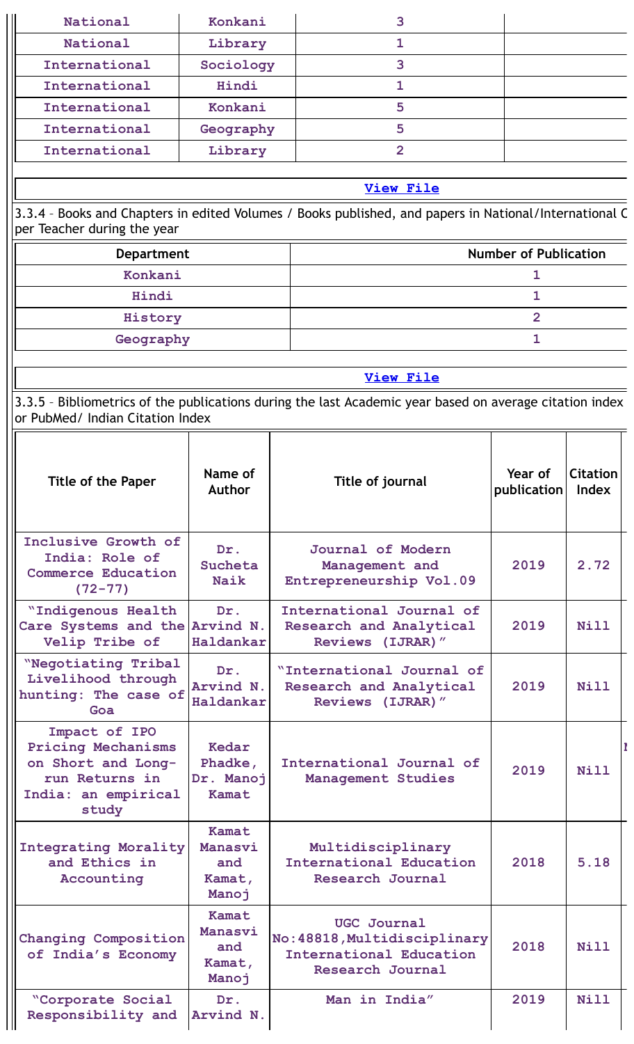| National | Konkani | 3 | |
|---|---|---|---|
| National | Library | 1 | |
| International | Sociology | 3 | |
| International | Hindi | 1 | |
| International | Konkani | 5 | |
| International | Geography | 5 | |
| International | Library | 2 | |

View File

3.3.4 – Books and Chapters in edited Volumes / Books published, and papers in National/International C per Teacher during the year

| Department | Number of Publication |
|---|---|
| Konkani | 1 |
| Hindi | 1 |
| History | 2 |
| Geography | 1 |

View File

3.3.5 – Bibliometrics of the publications during the last Academic year based on average citation index or PubMed/ Indian Citation Index

| Title of the Paper | Name of Author | Title of journal | Year of publication | Citation Index |
|---|---|---|---|---|
| Inclusive Growth of India: Role of Commerce Education (72-77) | Dr. Sucheta Naik | Journal of Modern Management and Entrepreneurship Vol.09 | 2019 | 2.72 |
| "Indigenous Health Care Systems and the Velip Tribe of | Dr. Arvind N. Haldankar | International Journal of Research and Analytical Reviews (IJRAR)" | 2019 | Nill |
| "Negotiating Tribal Livelihood through hunting: The case of Goa | Dr. Arvind N. Haldankar | "International Journal of Research and Analytical Reviews (IJRAR)" | 2019 | Nill |
| Impact of IPO Pricing Mechanisms on Short and Long-run Returns in India: an empirical study | Kedar Phadke, Dr. Manoj Kamat | International Journal of Management Studies | 2019 | Nill |
| Integrating Morality and Ethics in Accounting | Kamat Manasvi and Kamat, Manoj | Multidisciplinary International Education Research Journal | 2018 | 5.18 |
| Changing Composition of India's Economy | Kamat Manasvi and Kamat, Manoj | UGC Journal No:48818,Multidisciplinary International Education Research Journal | 2018 | Nill |
| "Corporate Social Responsibility and | Dr. Arvind N. | Man in India" | 2019 | Nill |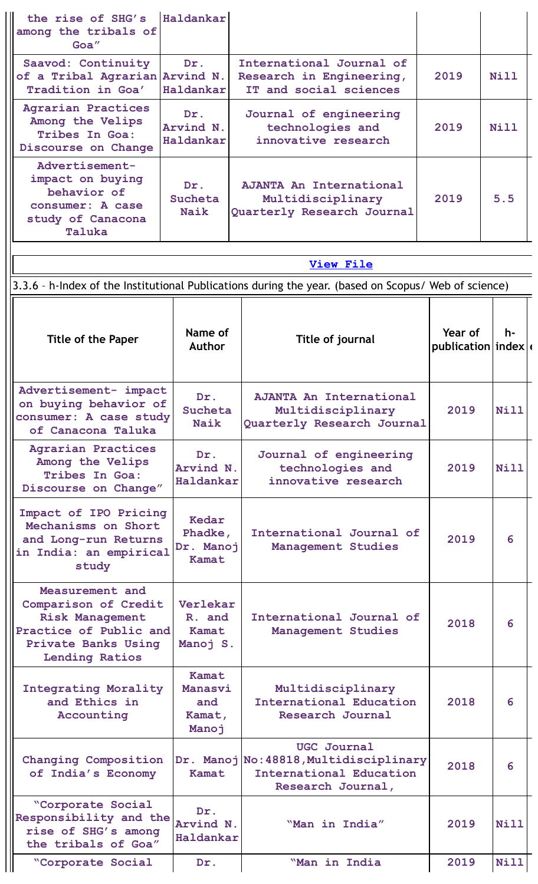| | | | | |
|---|---|---|---|---|
| the rise of SHG's among the tribals of Goa" | Haldankar | | | |
| Saavod: Continuity of a Tribal Agrarian Tradition in Goa' | Dr. Arvind N. Haldankar | International Journal of Research in Engineering, IT and social sciences | 2019 | Nill |
| Agrarian Practices Among the Velips Tribes In Goa: Discourse on Change | Dr. Arvind N. Haldankar | Journal of engineering technologies and innovative research | 2019 | Nill |
| Advertisement- impact on buying behavior of consumer: A case study of Canacona Taluka | Dr. Sucheta Naik | AJANTA An International Multidisciplinary Quarterly Research Journal | 2019 | 5.5 |

View File

3.3.6 – h-Index of the Institutional Publications during the year. (based on Scopus/ Web of science)

| Title of the Paper | Name of Author | Title of journal | Year of publication | h-index |
|---|---|---|---|---|
| Advertisement- impact on buying behavior of consumer: A case study of Canacona Taluka | Dr. Sucheta Naik | AJANTA An International Multidisciplinary Quarterly Research Journal | 2019 | Nill |
| Agrarian Practices Among the Velips Tribes In Goa: Discourse on Change" | Dr. Arvind N. Haldankar | Journal of engineering technologies and innovative research | 2019 | Nill |
| Impact of IPO Pricing Mechanisms on Short and Long-run Returns in India: an empirical study | Kedar Phadke, Dr. Manoj Kamat | International Journal of Management Studies | 2019 | 6 |
| Measurement and Comparison of Credit Risk Management Practice of Public and Private Banks Using Lending Ratios | Verlekar R. and Kamat Manoj S. | International Journal of Management Studies | 2018 | 6 |
| Integrating Morality and Ethics in Accounting | Kamat Manasvi and Kamat, Manoj | Multidisciplinary International Education Research Journal | 2018 | 6 |
| Changing Composition of India's Economy | Dr. Manoj Kamat | UGC Journal No:48818,Multidisciplinary International Education Research Journal, | 2018 | 6 |
| "Corporate Social Responsibility and the rise of SHG's among the tribals of Goa" | Dr. Arvind N. Haldankar | "Man in India" | 2019 | Nill |
| "Corporate Social | Dr. | "Man in India | 2019 | Nill |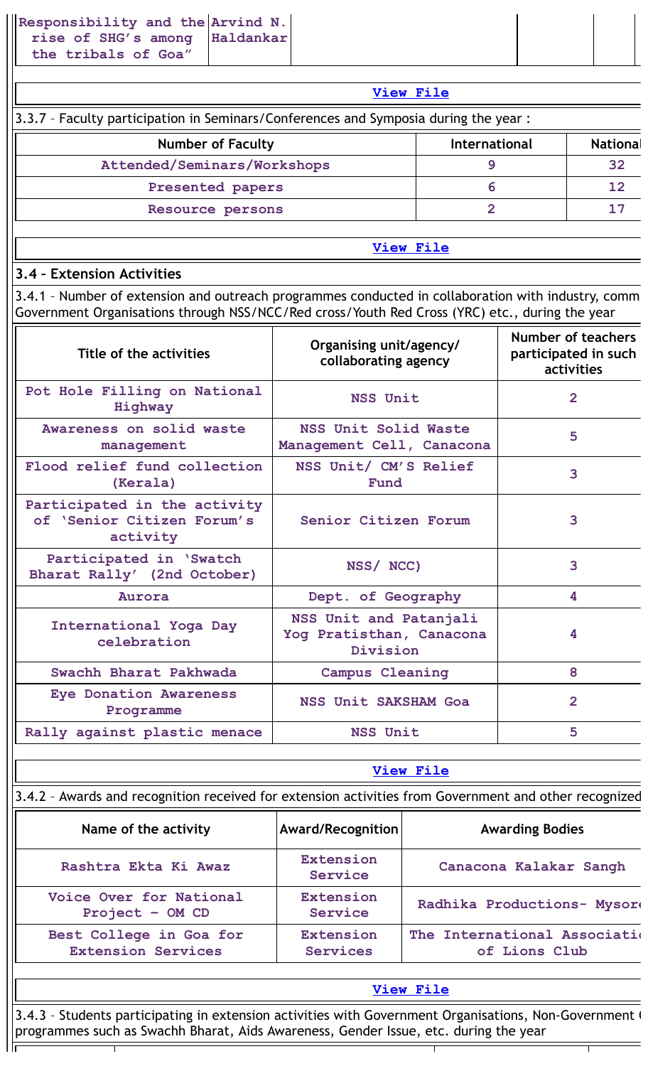| Responsibility and the rise of SHG's among the tribals of Goa" | Arvind N. Haldankar | | | |
|---|---|---|---|---|

View File

3.3.7 – Faculty participation in Seminars/Conferences and Symposia during the year :

| Number of Faculty | International | National |
|---|---|---|
| Attended/Seminars/Workshops | 9 | 32 |
| Presented papers | 6 | 12 |
| Resource persons | 2 | 17 |

View File

### 3.4 – Extension Activities

3.4.1 – Number of extension and outreach programmes conducted in collaboration with industry, comm Government Organisations through NSS/NCC/Red cross/Youth Red Cross (YRC) etc., during the year

| Title of the activities | Organising unit/agency/ collaborating agency | Number of teachers participated in such activities |
|---|---|---|
| Pot Hole Filling on National Highway | NSS Unit | 2 |
| Awareness on solid waste management | NSS Unit Solid Waste Management Cell, Canacona | 5 |
| Flood relief fund collection (Kerala) | NSS Unit/ CM'S Relief Fund | 3 |
| Participated in the activity of 'Senior Citizen Forum's activity | Senior Citizen Forum | 3 |
| Participated in 'Swatch Bharat Rally' (2nd October) | NSS/ NCC) | 3 |
| Aurora | Dept. of Geography | 4 |
| International Yoga Day celebration | NSS Unit and Patanjali Yog Pratisthan, Canacona Division | 4 |
| Swachh Bharat Pakhwada | Campus Cleaning | 8 |
| Eye Donation Awareness Programme | NSS Unit SAKSHAM Goa | 2 |
| Rally against plastic menace | NSS Unit | 5 |

View File

3.4.2 – Awards and recognition received for extension activities from Government and other recognized

| Name of the activity | Award/Recognition | Awarding Bodies |
|---|---|---|
| Rashtra Ekta Ki Awaz | Extension Service | Canacona Kalakar Sangh |
| Voice Over for National Project – OM CD | Extension Service | Radhika Productions- Mysore |
| Best College in Goa for Extension Services | Extension Services | The International Associatio of Lions Club |

View File

3.4.3 – Students participating in extension activities with Government Organisations, Non-Government ( programmes such as Swachh Bharat, Aids Awareness, Gender Issue, etc. during the year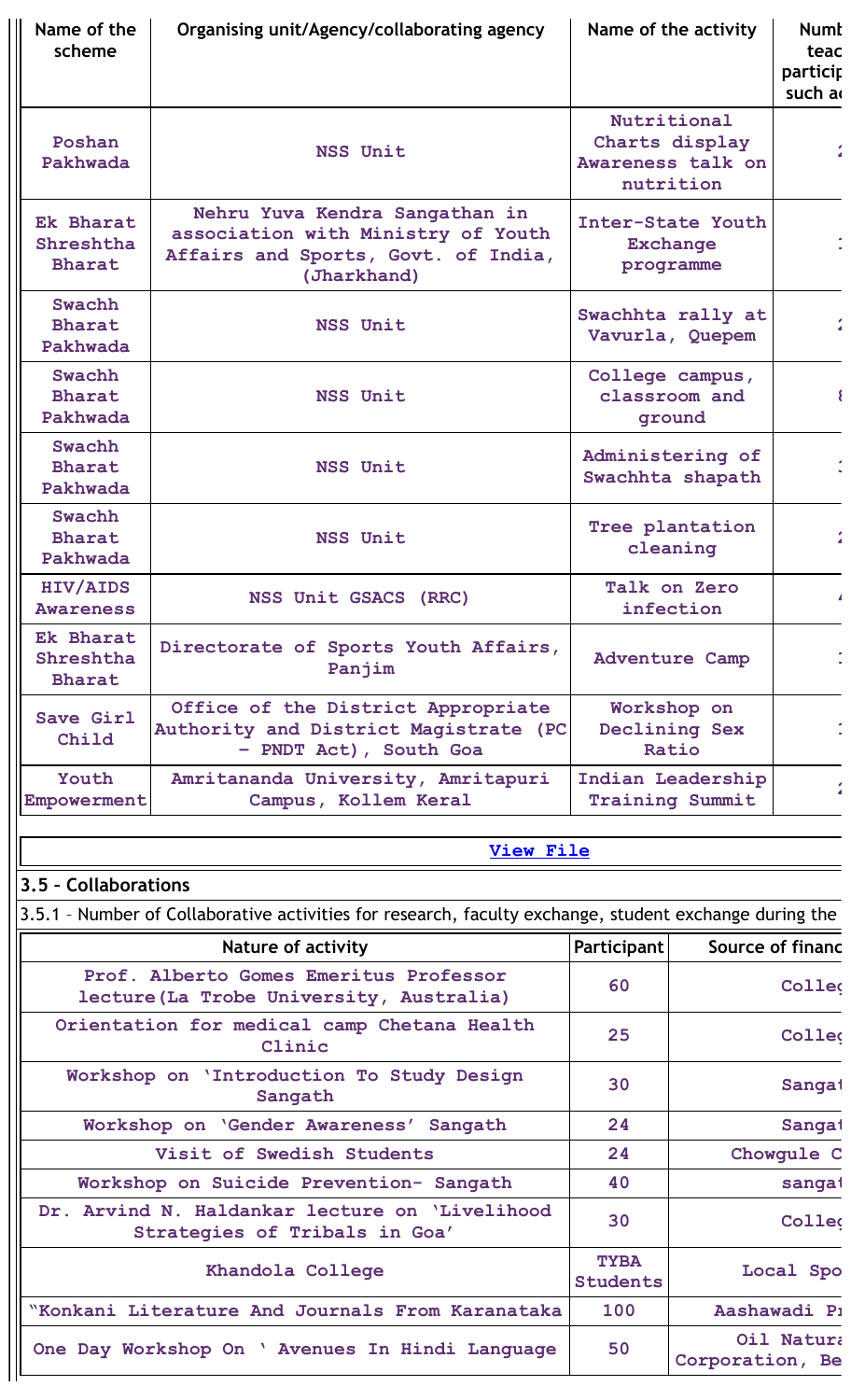| Name of the scheme | Organising unit/Agency/collaborating agency | Name of the activity | Numb teac particip such ac |
|---|---|---|---|
| Poshan Pakhwada | NSS Unit | Nutritional Charts display Awareness talk on nutrition | 2 |
| Ek Bharat Shreshtha Bharat | Nehru Yuva Kendra Sangathan in association with Ministry of Youth Affairs and Sports, Govt. of India, (Jharkhand) | Inter-State Youth Exchange programme | 1 |
| Swachh Bharat Pakhwada | NSS Unit | Swachhta rally at Vavurla, Quepem | 2 |
| Swachh Bharat Pakhwada | NSS Unit | College campus, classroom and ground | 8 |
| Swachh Bharat Pakhwada | NSS Unit | Administering of Swachhta shapath | 1 |
| Swachh Bharat Pakhwada | NSS Unit | Tree plantation cleaning | 2 |
| HIV/AIDS Awareness | NSS Unit GSACS (RRC) | Talk on Zero infection | 4 |
| Ek Bharat Shreshtha Bharat | Directorate of Sports Youth Affairs, Panjim | Adventure Camp | 1 |
| Save Girl Child | Office of the District Appropriate Authority and District Magistrate (PC - PNDT Act), South Goa | Workshop on Declining Sex Ratio | 1 |
| Youth Empowerment | Amritananda University, Amritapuri Campus, Kollem Keral | Indian Leadership Training Summit | 2 |

View File

## 3.5 – Collaborations

3.5.1 – Number of Collaborative activities for research, faculty exchange, student exchange during the

| Nature of activity | Participant | Source of financ |
|---|---|---|
| Prof. Alberto Gomes Emeritus Professor lecture(La Trobe University, Australia) | 60 | Colleg |
| Orientation for medical camp Chetana Health Clinic | 25 | Colleg |
| Workshop on 'Introduction To Study Design Sangath | 30 | Sangat |
| Workshop on 'Gender Awareness' Sangath | 24 | Sangat |
| Visit of Swedish Students | 24 | Chowgule C |
| Workshop on Suicide Prevention- Sangath | 40 | sangat |
| Dr. Arvind N. Haldankar lecture on 'Livelihood Strategies of Tribals in Goa' | 30 | Colleg |
| Khandola College | TYBA Students | Local Spo |
| "Konkani Literature And Journals From Karanataka | 100 | Aashawadi Pr |
| One Day Workshop On ' Avenues In Hindi Language | 50 | Oil Natura Corporation, Be |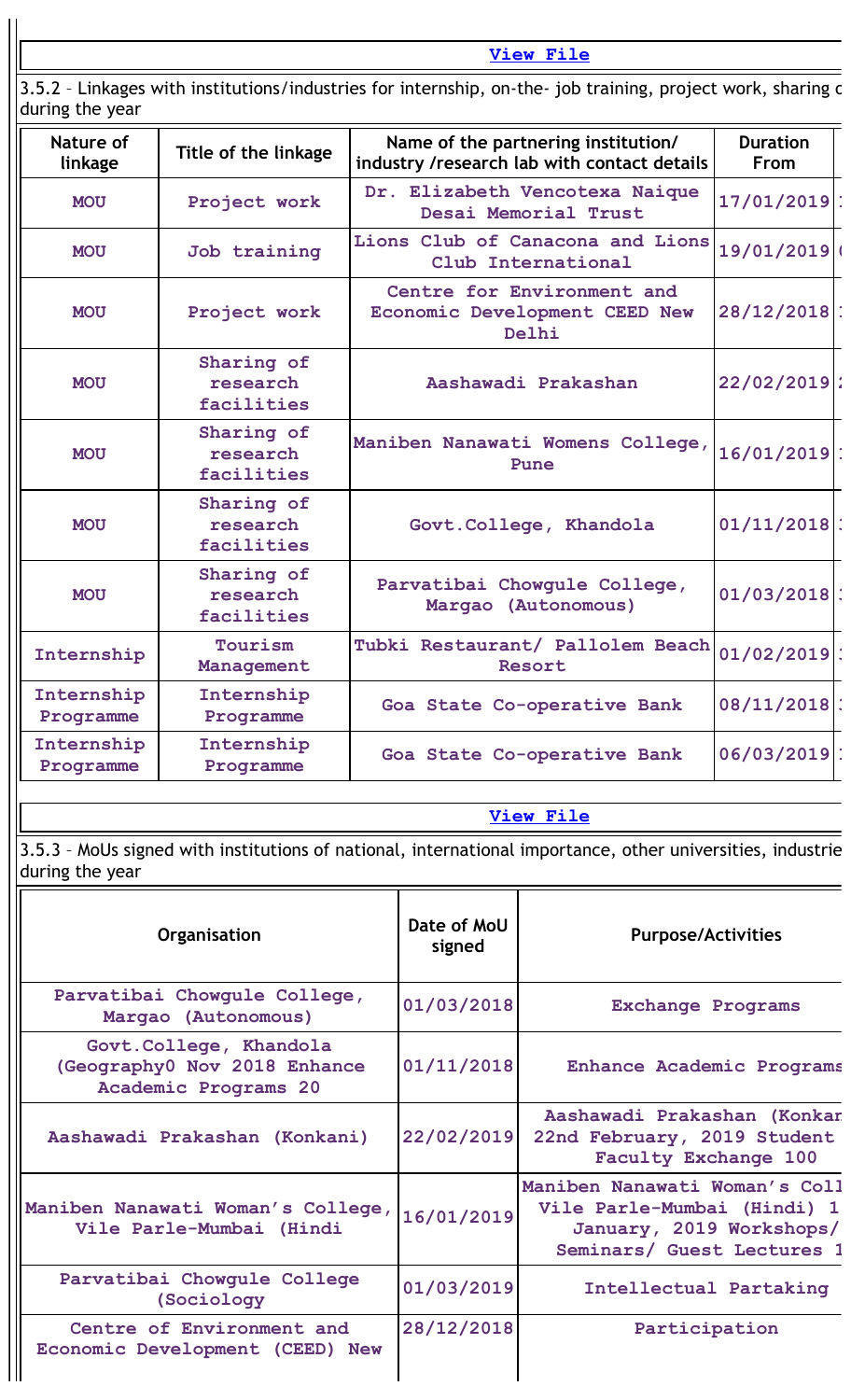[View File](#)

3.5.2 – Linkages with institutions/industries for internship, on-the- job training, project work, sharing c during the year

| Nature of linkage | Title of the linkage | Name of the partnering institution/ industry /research lab with contact details | Duration From |
|---|---|---|---|
| MOU | Project work | Dr. Elizabeth Vencotexa Naique Desai Memorial Trust | 17/01/2019 |
| MOU | Job training | Lions Club of Canacona and Lions Club International | 19/01/2019 |
| MOU | Project work | Centre for Environment and Economic Development CEED New Delhi | 28/12/2018 |
| MOU | Sharing of research facilities | Aashawadi Prakashan | 22/02/2019 |
| MOU | Sharing of research facilities | Maniben Nanawati Womens College, Pune | 16/01/2019 |
| MOU | Sharing of research facilities | Govt.College, Khandola | 01/11/2018 |
| MOU | Sharing of research facilities | Parvatibai Chowgule College, Margao (Autonomous) | 01/03/2018 |
| Internship | Tourism Management | Tubki Restaurant/ Pallolem Beach Resort | 01/02/2019 |
| Internship Programme | Internship Programme | Goa State Co-operative Bank | 08/11/2018 |
| Internship Programme | Internship Programme | Goa State Co-operative Bank | 06/03/2019 |

[View File](#)

3.5.3 – MoUs signed with institutions of national, international importance, other universities, industrie during the year

| Organisation | Date of MoU signed | Purpose/Activities |
|---|---|---|
| Parvatibai Chowgule College, Margao (Autonomous) | 01/03/2018 | Exchange Programs |
| Govt.College, Khandola (Geography0 Nov 2018 Enhance Academic Programs 20 | 01/11/2018 | Enhance Academic Programs |
| Aashawadi Prakashan (Konkani) | 22/02/2019 | Aashawadi Prakashan (Konkar 22nd February, 2019 Student Faculty Exchange 100 |
| Maniben Nanawati Woman's College, Vile Parle-Mumbai (Hindi | 16/01/2019 | Maniben Nanawati Woman's Coll Vile Parle-Mumbai (Hindi) 1 January, 2019 Workshops/ Seminars/ Guest Lectures 1 |
| Parvatibai Chowgule College (Sociology | 01/03/2019 | Intellectual Partaking |
| Centre of Environment and Economic Development (CEED) New | 28/12/2018 | Participation |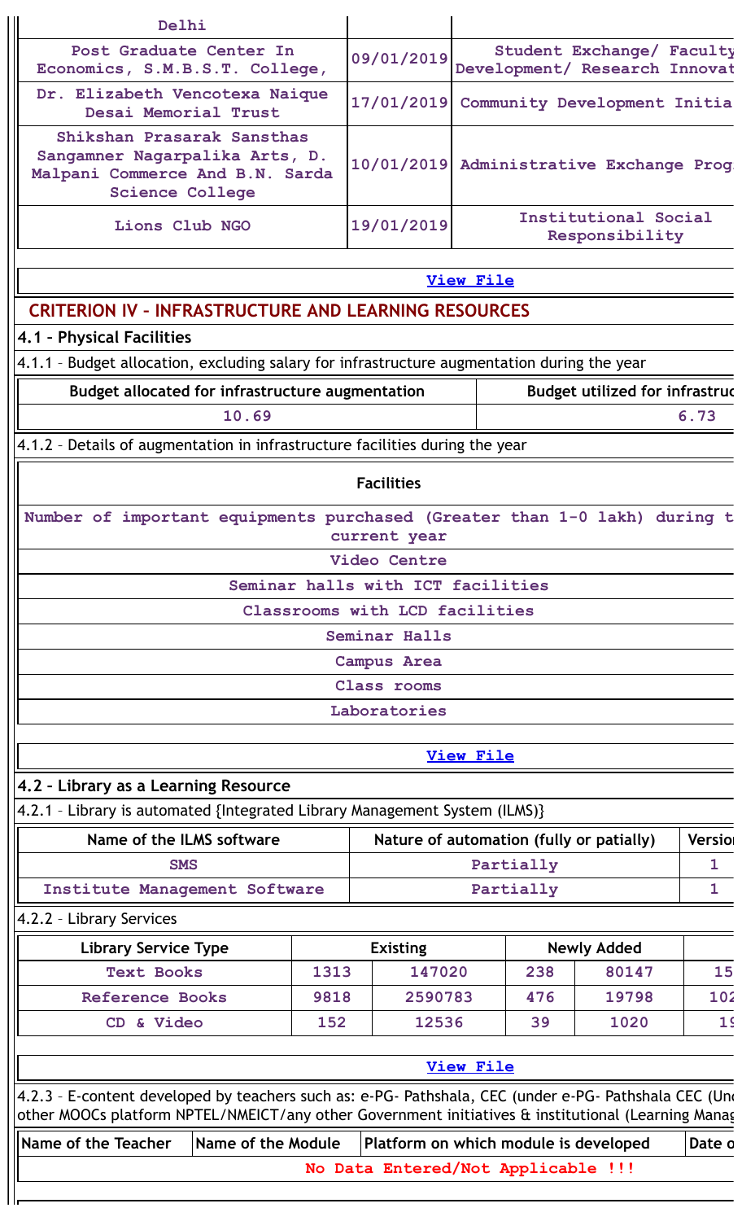| Delhi | | |
|---|---|---|
| Post Graduate Center In Economics, S.M.B.S.T. College, | 09/01/2019 | Student Exchange/ Faculty Development/ Research Innovat |
| Dr. Elizabeth Vencotexa Naique Desai Memorial Trust | 17/01/2019 | Community Development Initia |
| Shikshan Prasarak Sansthas Sangamner Nagarpalika Arts, D. Malpani Commerce And B.N. Sarda Science College | 10/01/2019 | Administrative Exchange Prog |
| Lions Club NGO | 19/01/2019 | Institutional Social Responsibility |

View File

## CRITERION IV – INFRASTRUCTURE AND LEARNING RESOURCES

### 4.1 – Physical Facilities

4.1.1 – Budget allocation, excluding salary for infrastructure augmentation during the year

| Budget allocated for infrastructure augmentation | Budget utilized for infrastruc |
|---|---|
| 10.69 | 6.73 |

4.1.2 – Details of augmentation in infrastructure facilities during the year

| Facilities |
|---|
| Number of important equipments purchased (Greater than 1-0 lakh) during t current year |
| Video Centre |
| Seminar halls with ICT facilities |
| Classrooms with LCD facilities |
| Seminar Halls |
| Campus Area |
| Class rooms |
| Laboratories |

View File

### 4.2 – Library as a Learning Resource

4.2.1 – Library is automated {Integrated Library Management System (ILMS)}

| Name of the ILMS software | Nature of automation (fully or patially) | Versio |
|---|---|---|
| SMS | Partially | 1 |
| Institute Management Software | Partially | 1 |

4.2.2 – Library Services

| Library Service Type | Existing | | Newly Added | | |
|---|---|---|---|---|---|
| Text Books | 1313 | 147020 | 238 | 80147 | 15 |
| Reference Books | 9818 | 2590783 | 476 | 19798 | 102 |
| CD & Video | 152 | 12536 | 39 | 1020 | 19 |

View File

4.2.3 – E-content developed by teachers such as: e-PG- Pathshala, CEC (under e-PG- Pathshala CEC (Und other MOOCs platform NPTEL/NMEICT/any other Government initiatives & institutional (Learning Manag

| Name of the Teacher | Name of the Module | Platform on which module is developed | Date o |
|---|---|---|---|
| No Data Entered/Not Applicable !!! | | | |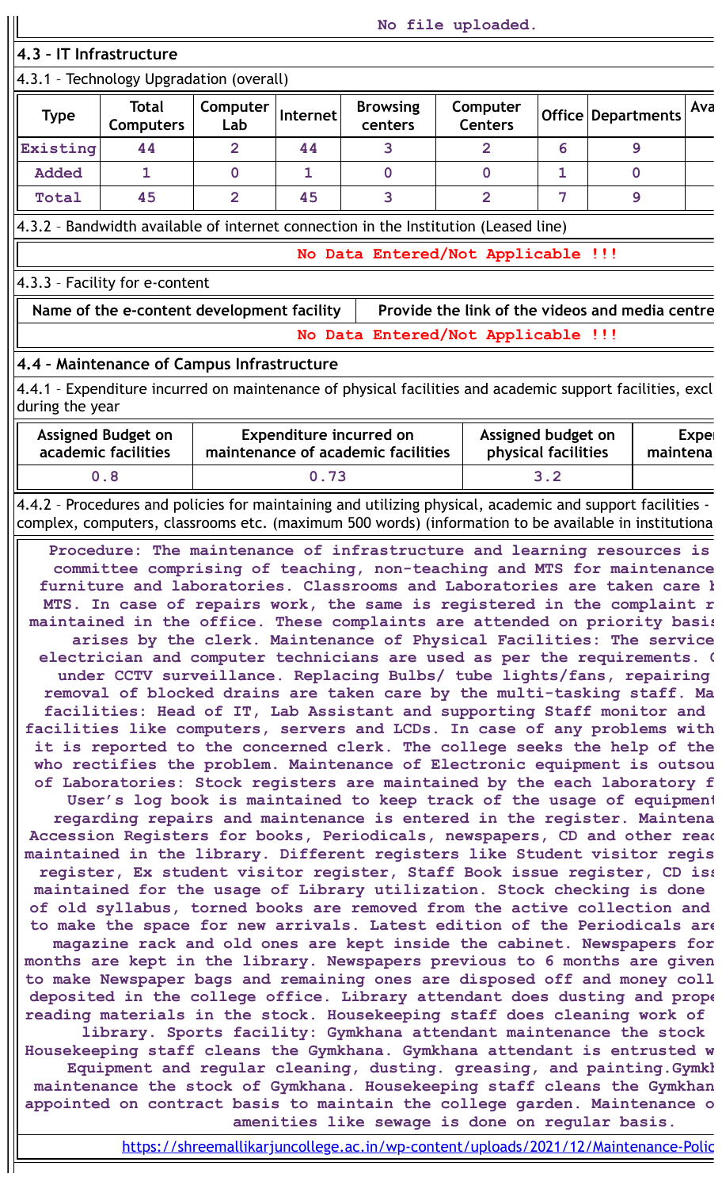No file uploaded.

## 4.3 – IT Infrastructure

4.3.1 – Technology Upgradation (overall)

| Type | Total Computers | Computer Lab | Internet | Browsing centers | Computer Centers | Office | Departments | Ava |
|---|---|---|---|---|---|---|---|---|
| Existing | 44 | 2 | 44 | 3 | 2 | 6 | 9 | |
| Added | 1 | 0 | 1 | 0 | 0 | 1 | 0 | |
| Total | 45 | 2 | 45 | 3 | 2 | 7 | 9 | |

4.3.2 – Bandwidth available of internet connection in the Institution (Leased line)

No Data Entered/Not Applicable !!!

4.3.3 – Facility for e-content

| Name of the e-content development facility | Provide the link of the videos and media centre |
|---|---|
| No Data Entered/Not Applicable !!! | |

## 4.4 – Maintenance of Campus Infrastructure

4.4.1 – Expenditure incurred on maintenance of physical facilities and academic support facilities, excl during the year

| Assigned Budget on academic facilities | Expenditure incurred on maintenance of academic facilities | Assigned budget on physical facilities | Exper maintena |
|---|---|---|---|
| 0.8 | 0.73 | 3.2 | |

4.4.2 – Procedures and policies for maintaining and utilizing physical, academic and support facilities - complex, computers, classrooms etc. (maximum 500 words) (information to be available in institutiona

Procedure: The maintenance of infrastructure and learning resources is committee comprising of teaching, non-teaching and MTS for maintenance furniture and laboratories. Classrooms and Laboratories are taken care b MTS. In case of repairs work, the same is registered in the complaint r maintained in the office. These complaints are attended on priority basis arises by the clerk. Maintenance of Physical Facilities: The service electrician and computer technicians are used as per the requirements. C under CCTV surveillance. Replacing Bulbs/ tube lights/fans, repairing removal of blocked drains are taken care by the multi-tasking staff. Ma facilities: Head of IT, Lab Assistant and supporting Staff monitor and facilities like computers, servers and LCDs. In case of any problems with it is reported to the concerned clerk. The college seeks the help of the who rectifies the problem. Maintenance of Electronic equipment is outsou of Laboratories: Stock registers are maintained by the each laboratory f User's log book is maintained to keep track of the usage of equipment regarding repairs and maintenance is entered in the register. Maintena Accession Registers for books, Periodicals, newspapers, CD and other read maintained in the library. Different registers like Student visitor regis register, Ex student visitor register, Staff Book issue register, CD iss maintained for the usage of Library utilization. Stock checking is done of old syllabus, torned books are removed from the active collection and to make the space for new arrivals. Latest edition of the Periodicals are magazine rack and old ones are kept inside the cabinet. Newspapers for months are kept in the library. Newspapers previous to 6 months are given to make Newspaper bags and remaining ones are disposed off and money coll deposited in the college office. Library attendant does dusting and prope reading materials in the stock. Housekeeping staff does cleaning work of library. Sports facility: Gymkhana attendant maintenance the stock Housekeeping staff cleans the Gymkhana. Gymkhana attendant is entrusted w Equipment and regular cleaning, dusting. greasing, and painting.Gymkh maintenance the stock of Gymkhana. Housekeeping staff cleans the Gymkhan appointed on contract basis to maintain the college garden. Maintenance o amenities like sewage is done on regular basis.

https://shreemallikarjuncollege.ac.in/wp-content/uploads/2021/12/Maintenance-Polic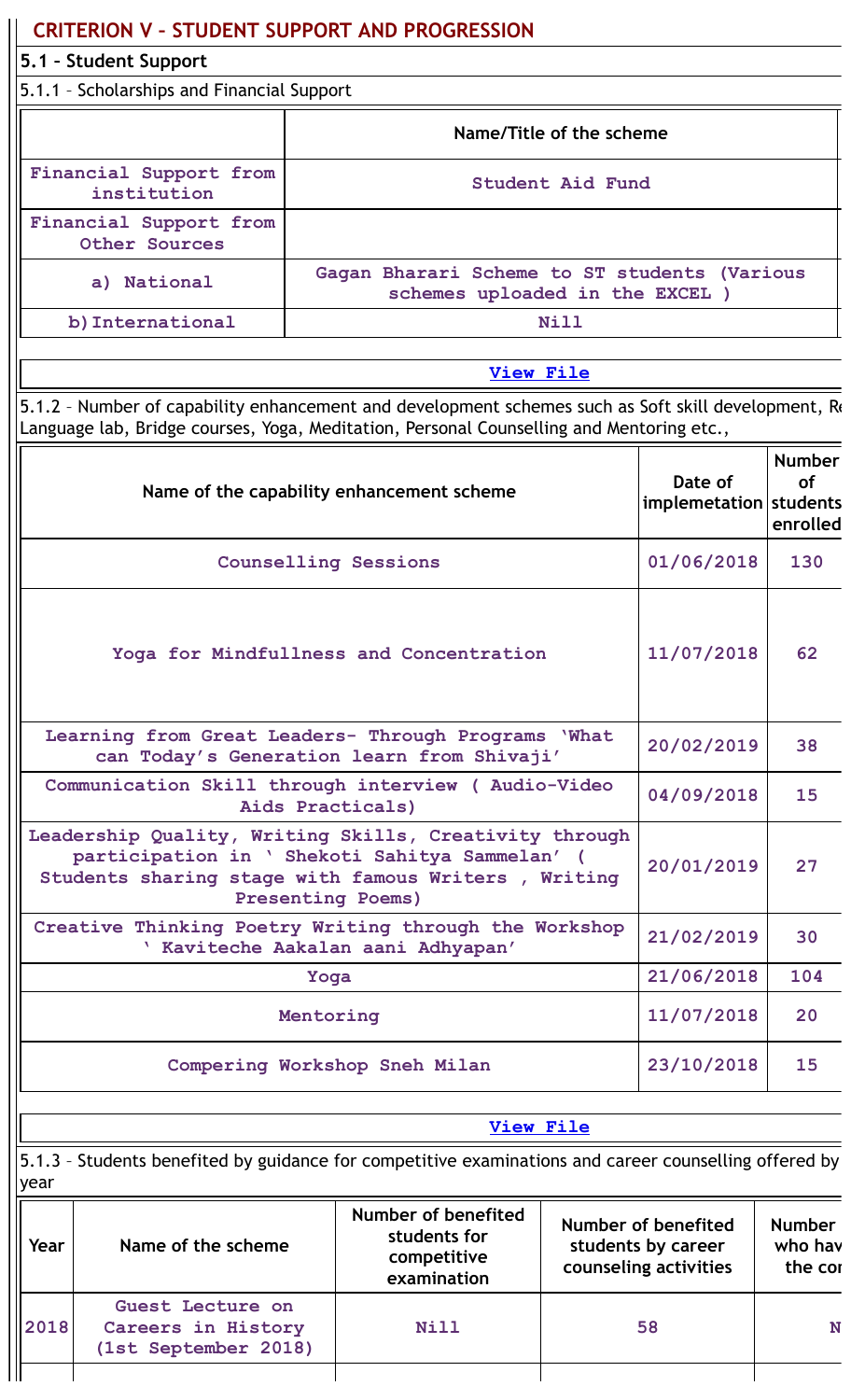## CRITERION V – STUDENT SUPPORT AND PROGRESSION

### 5.1 – Student Support

5.1.1 – Scholarships and Financial Support

| | Name/Title of the scheme |
|---|---|
| Financial Support from institution | Student Aid Fund |
| Financial Support from Other Sources | |
| a) National | Gagan Bharari Scheme to ST students (Various schemes uploaded in the EXCEL ) |
| b)International | Nill |

View File

5.1.2 – Number of capability enhancement and development schemes such as Soft skill development, Re
Language lab, Bridge courses, Yoga, Meditation, Personal Counselling and Mentoring etc.,

| Name of the capability enhancement scheme | Date of implemetation | Number of students enrolled |
|---|---|---|
| Counselling Sessions | 01/06/2018 | 130 |
| Yoga for Mindfullness and Concentration | 11/07/2018 | 62 |
| Learning from Great Leaders- Through Programs 'What can Today's Generation learn from Shivaji' | 20/02/2019 | 38 |
| Communication Skill through interview ( Audio-Video Aids Practicals) | 04/09/2018 | 15 |
| Leadership Quality, Writing Skills, Creativity through participation in ' Shekoti Sahitya Sammelan' ( Students sharing stage with famous Writers , Writing Presenting Poems) | 20/01/2019 | 27 |
| Creative Thinking Poetry Writing through the Workshop ' Kaviteche Aakalan aani Adhyapan' | 21/02/2019 | 30 |
| Yoga | 21/06/2018 | 104 |
| Mentoring | 11/07/2018 | 20 |
| Compering Workshop Sneh Milan | 23/10/2018 | 15 |

View File

5.1.3 – Students benefited by guidance for competitive examinations and career counselling offered by
year

| Year | Name of the scheme | Number of benefited students for competitive examination | Number of benefited students by career counseling activities | Number who hav the cor |
|---|---|---|---|---|
| 2018 | Guest Lecture on Careers in History (1st September 2018) | Nill | 58 | N |
| | | | | |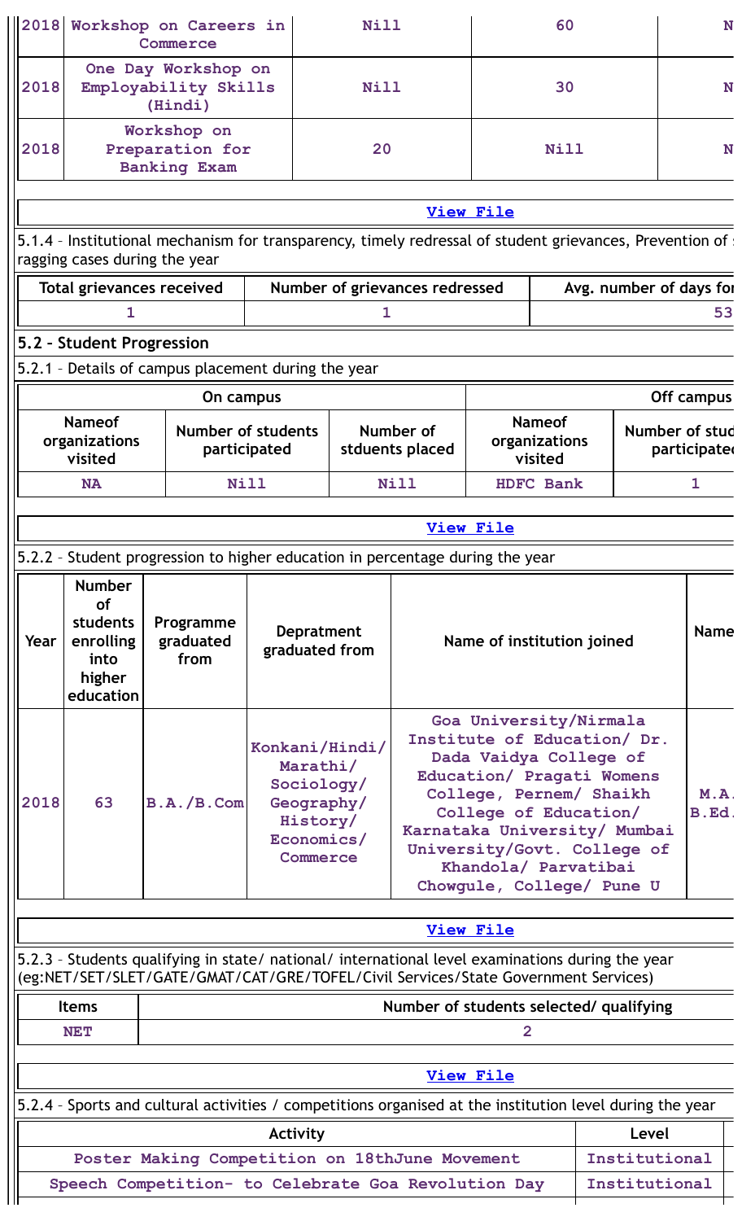| 2018 | Workshop on Careers in Commerce | Nill | 60 | N |
|---|---|---|---|---|
| 2018 | One Day Workshop on Employability Skills (Hindi) | Nill | 30 | N |
| 2018 | Workshop on Preparation for Banking Exam | 20 | Nill | N |

View File

5.1.4 – Institutional mechanism for transparency, timely redressal of student grievances, Prevention of ragging cases during the year

| Total grievances received | Number of grievances redressed | Avg. number of days for |
|---|---|---|
| 1 | 1 | 53 |

## 5.2 – Student Progression

5.2.1 – Details of campus placement during the year

| On campus | | | Off campus | |
|---|---|---|---|---|
| Nameof organizations visited | Number of students participated | Number of stduents placed | Nameof organizations visited | Number of stud participated |
| NA | Nill | Nill | HDFC Bank | 1 |

View File

5.2.2 – Student progression to higher education in percentage during the year

| Year | Number of students enrolling into higher education | Programme graduated from | Depratment graduated from | Name of institution joined | Name |
|---|---|---|---|---|---|
| 2018 | 63 | B.A./B.Com | Konkani/Hindi/ Marathi/ Sociology/ Geography/ History/ Economics/ Commerce | Goa University/Nirmala Institute of Education/ Dr. Dada Vaidya College of Education/ Pragati Womens College, Pernem/ Shaikh College of Education/ Karnataka University/ Mumbai University/Govt. College of Khandola/ Parvatibai Chowgule, College/ Pune U | M.A. B.Ed. |

View File

5.2.3 – Students qualifying in state/ national/ international level examinations during the year (eg:NET/SET/SLET/GATE/GMAT/CAT/GRE/TOFEL/Civil Services/State Government Services)

| Items | Number of students selected/ qualifying |
|---|---|
| NET | 2 |

View File

5.2.4 – Sports and cultural activities / competitions organised at the institution level during the year

| Activity | Level |
|---|---|
| Poster Making Competition on 18thJune Movement | Institutional |
| Speech Competition- to Celebrate Goa Revolution Day | Institutional |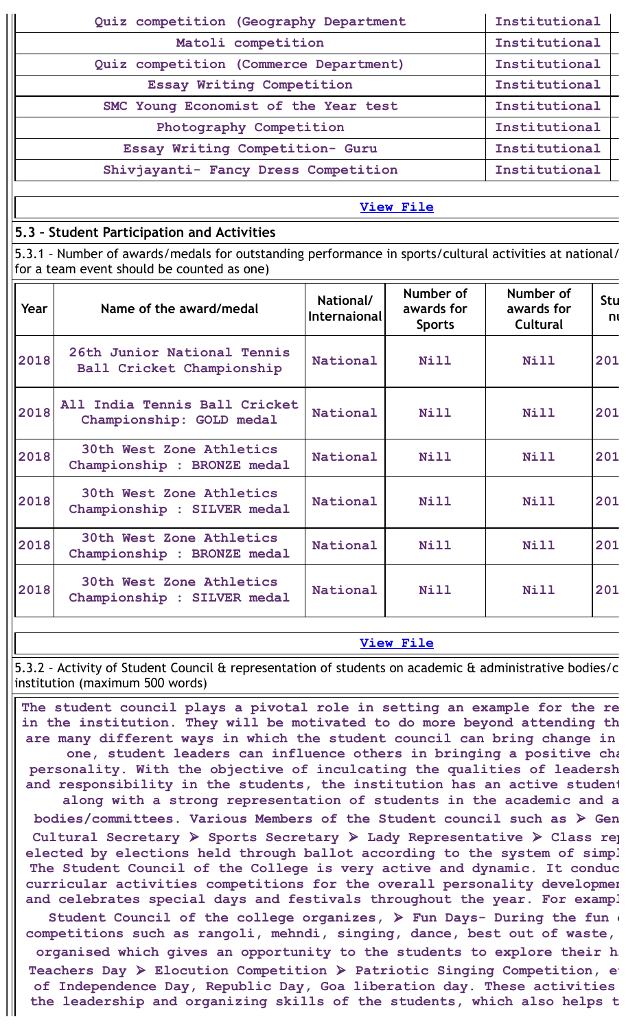| Quiz competition (Geography Department | Institutional |
|---|---|
| Matoli competition | Institutional |
| Quiz competition (Commerce Department) | Institutional |
| Essay Writing Competition | Institutional |
| SMC Young Economist of the Year test | Institutional |
| Photography Competition | Institutional |
| Essay Writing Competition- Guru | Institutional |
| Shivjayanti- Fancy Dress Competition | Institutional |

View File

## 5.3 – Student Participation and Activities

5.3.1 – Number of awards/medals for outstanding performance in sports/cultural activities at national/ for a team event should be counted as one)

| Year | Name of the award/medal | National/ Internaional | Number of awards for Sports | Number of awards for Cultural | Stu nu |
|---|---|---|---|---|---|
| 2018 | 26th Junior National Tennis Ball Cricket Championship | National | Nill | Nill | 201 |
| 2018 | All India Tennis Ball Cricket Championship: GOLD medal | National | Nill | Nill | 201 |
| 2018 | 30th West Zone Athletics Championship : BRONZE medal | National | Nill | Nill | 201 |
| 2018 | 30th West Zone Athletics Championship : SILVER medal | National | Nill | Nill | 201 |
| 2018 | 30th West Zone Athletics Championship : BRONZE medal | National | Nill | Nill | 201 |
| 2018 | 30th West Zone Athletics Championship : SILVER medal | National | Nill | Nill | 201 |

View File

5.3.2 – Activity of Student Council & representation of students on academic & administrative bodies/c institution (maximum 500 words)

The student council plays a pivotal role in setting an example for the re in the institution. They will be motivated to do more beyond attending th are many different ways in which the student council can bring change in one, student leaders can influence others in bringing a positive cha personality. With the objective of inculcating the qualities of leadersh and responsibility in the students, the institution has an active student along with a strong representation of students in the academic and a bodies/committees. Various Members of the Student council such as ➢ Gen Cultural Secretary ➢ Sports Secretary ➢ Lady Representative ➢ Class rep elected by elections held through ballot according to the system of simpl The Student Council of the College is very active and dynamic. It conduc curricular activities competitions for the overall personality developmen and celebrates special days and festivals throughout the year. For exampl Student Council of the college organizes, ➢ Fun Days- During the fun competitions such as rangoli, mehndi, singing, dance, best out of waste, organised which gives an opportunity to the students to explore their h Teachers Day ➢ Elocution Competition ➢ Patriotic Singing Competition, e of Independence Day, Republic Day, Goa liberation day. These activities the leadership and organizing skills of the students, which also helps t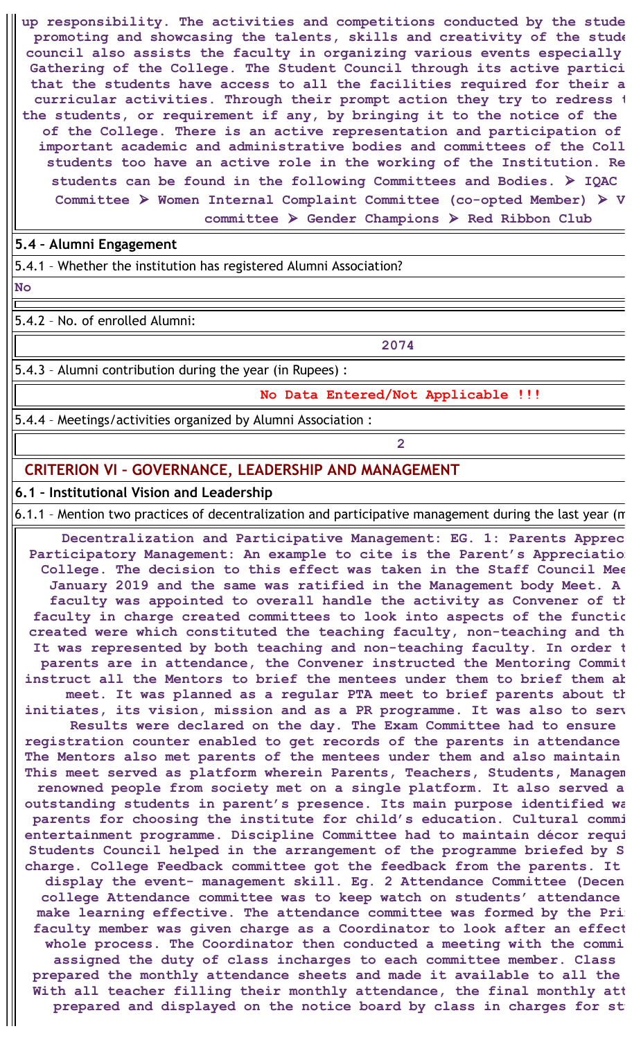up responsibility. The activities and competitions conducted by the stude promoting and showcasing the talents, skills and creativity of the stude council also assists the faculty in organizing various events especially Gathering of the College. The Student Council through its active partici that the students have access to all the facilities required for their a curricular activities. Through their prompt action they try to redress t the students, or requirement if any, by bringing it to the notice of the of the College. There is an active representation and participation of important academic and administrative bodies and committees of the Coll students too have an active role in the working of the Institution. Re students can be found in the following Committees and Bodies. ➢ IQAC Committee ➢ Women Internal Complaint Committee (co-opted Member) ➢ V committee ➢ Gender Champions ➢ Red Ribbon Club

## 5.4 – Alumni Engagement

5.4.1 – Whether the institution has registered Alumni Association?

No

5.4.2 – No. of enrolled Alumni:

2074

5.4.3 – Alumni contribution during the year (in Rupees) :

No Data Entered/Not Applicable !!!

5.4.4 – Meetings/activities organized by Alumni Association :

2

# CRITERION VI – GOVERNANCE, LEADERSHIP AND MANAGEMENT

## 6.1 – Institutional Vision and Leadership

6.1.1 – Mention two practices of decentralization and participative management during the last year (m

Decentralization and Participative Management: EG. 1: Parents Apprec Participatory Management: An example to cite is the Parent's Appreciatio College. The decision to this effect was taken in the Staff Council Mee January 2019 and the same was ratified in the Management body Meet. A faculty was appointed to overall handle the activity as Convener of th faculty in charge created committees to look into aspects of the functio created were which constituted the teaching faculty, non-teaching and th It was represented by both teaching and non-teaching faculty. In order t parents are in attendance, the Convener instructed the Mentoring Commit instruct all the Mentors to brief the mentees under them to brief them ab meet. It was planned as a regular PTA meet to brief parents about th initiates, its vision, mission and as a PR programme. It was also to serv Results were declared on the day. The Exam Committee had to ensure registration counter enabled to get records of the parents in attendance The Mentors also met parents of the mentees under them and also maintain This meet served as platform wherein Parents, Teachers, Students, Managem renowned people from society met on a single platform. It also served a outstanding students in parent's presence. Its main purpose identified wa parents for choosing the institute for child's education. Cultural commi entertainment programme. Discipline Committee had to maintain décor requi Students Council helped in the arrangement of the programme briefed by S charge. College Feedback committee got the feedback from the parents. It display the event- management skill. Eg. 2 Attendance Committee (Decen college Attendance committee was to keep watch on students' attendance make learning effective. The attendance committee was formed by the Pri faculty member was given charge as a Coordinator to look after an effect whole process. The Coordinator then conducted a meeting with the commi assigned the duty of class incharges to each committee member. Class prepared the monthly attendance sheets and made it available to all the With all teacher filling their monthly attendance, the final monthly att prepared and displayed on the notice board by class in charges for st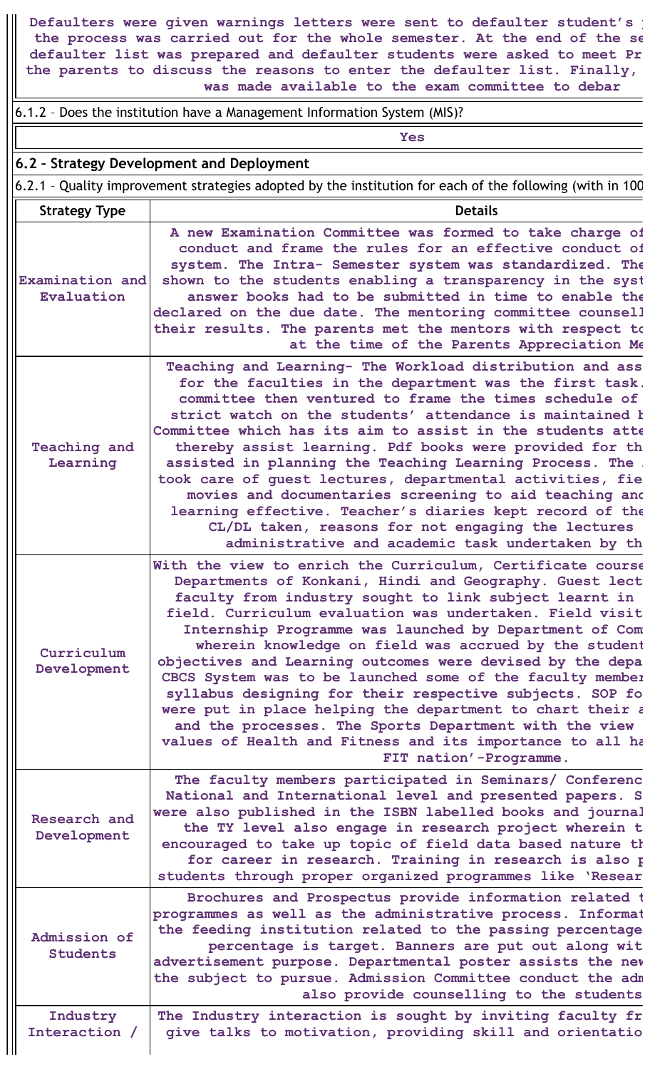Defaulters were given warnings letters were sent to defaulter student's the process was carried out for the whole semester. At the end of the se defaulter list was prepared and defaulter students were asked to meet Pr the parents to discuss the reasons to enter the defaulter list. Finally, was made available to the exam committee to debar

6.1.2 – Does the institution have a Management Information System (MIS)?

Yes

## 6.2 – Strategy Development and Deployment

6.2.1 – Quality improvement strategies adopted by the institution for each of the following (with in 100

| Strategy Type | Details |
|---|---|
| Examination and Evaluation | A new Examination Committee was formed to take charge of conduct and frame the rules for an effective conduct of system. The Intra- Semester system was standardized. The shown to the students enabling a transparency in the syst answer books had to be submitted in time to enable the declared on the due date. The mentoring committee counsell their results. The parents met the mentors with respect to at the time of the Parents Appreciation Me |
| Teaching and Learning | Teaching and Learning- The Workload distribution and ass for the faculties in the department was the first task. committee then ventured to frame the times schedule of strict watch on the students' attendance is maintained b Committee which has its aim to assist in the students atte thereby assist learning. Pdf books were provided for th assisted in planning the Teaching Learning Process. The took care of guest lectures, departmental activities, fie movies and documentaries screening to aid teaching and learning effective. Teacher's diaries kept record of the CL/DL taken, reasons for not engaging the lectures administrative and academic task undertaken by th |
| Curriculum Development | With the view to enrich the Curriculum, Certificate course Departments of Konkani, Hindi and Geography. Guest lect faculty from industry sought to link subject learnt in field. Curriculum evaluation was undertaken. Field visit Internship Programme was launched by Department of Com wherein knowledge on field was accrued by the student objectives and Learning outcomes were devised by the depa CBCS System was to be launched some of the faculty member syllabus designing for their respective subjects. SOP fo were put in place helping the department to chart their a and the processes. The Sports Department with the view values of Health and Fitness and its importance to all ha FIT nation'-Programme. |
| Research and Development | The faculty members participated in Seminars/ Conferenc National and International level and presented papers. S were also published in the ISBN labelled books and journal the TY level also engage in research project wherein t encouraged to take up topic of field data based nature th for career in research. Training in research is also p students through proper organized programmes like 'Resear |
| Admission of Students | Brochures and Prospectus provide information related t programmes as well as the administrative process. Informat the feeding institution related to the passing percentage percentage is target. Banners are put out along wit advertisement purpose. Departmental poster assists the new the subject to pursue. Admission Committee conduct the adm also provide counselling to the students |
| Industry Interaction / | The Industry interaction is sought by inviting faculty fr give talks to motivation, providing skill and orientatio |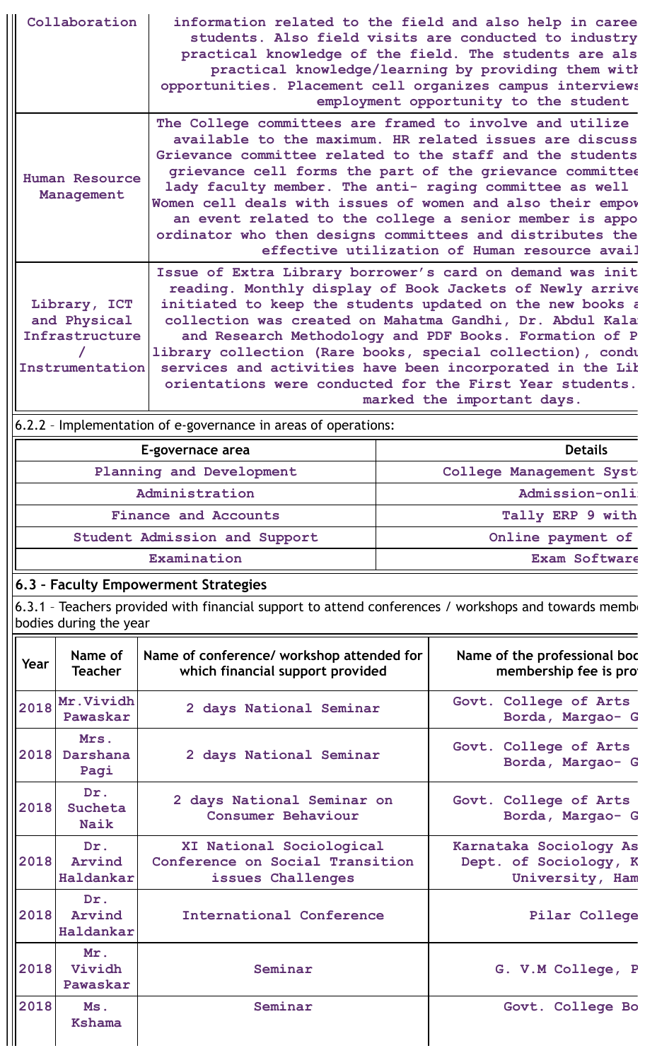| | |
|---|---|
| Collaboration | information related to the field and also help in caree students. Also field visits are conducted to industry practical knowledge of the field. The students are als practical knowledge/learning by providing them with opportunities. Placement cell organizes campus interviews employment opportunity to the student |
| Human Resource Management | The College committees are framed to involve and utilize available to the maximum. HR related issues are discuss Grievance committee related to the staff and the students grievance cell forms the part of the grievance committee lady faculty member. The anti- raging committee as well Women cell deals with issues of women and also their empow an event related to the college a senior member is appo ordinator who then designs committees and distributes the effective utilization of Human resource avail |
| Library, ICT and Physical Infrastructure / Instrumentation | Issue of Extra Library borrower's card on demand was init reading. Monthly display of Book Jackets of Newly arrive initiated to keep the students updated on the new books a collection was created on Mahatma Gandhi, Dr. Abdul Kala and Research Methodology and PDF Books. Formation of P library collection (Rare books, special collection), condu services and activities have been incorporated in the Lib orientations were conducted for the First Year students. marked the important days. |

6.2.2 – Implementation of e-governance in areas of operations:

| E-governace area | Details |
|---|---|
| Planning and Development | College Management Syst |
| Administration | Admission-onli |
| Finance and Accounts | Tally ERP 9 with |
| Student Admission and Support | Online payment of |
| Examination | Exam Software |

## 6.3 – Faculty Empowerment Strategies

6.3.1 – Teachers provided with financial support to attend conferences / workshops and towards membe bodies during the year

| Year | Name of Teacher | Name of conference/ workshop attended for which financial support provided | Name of the professional boc membership fee is pro |
|---|---|---|---|
| 2018 | Mr.Vividh Pawaskar | 2 days National Seminar | Govt. College of Arts Borda, Margao- G |
| 2018 | Mrs. Darshana Pagi | 2 days National Seminar | Govt. College of Arts Borda, Margao- G |
| 2018 | Dr. Sucheta Naik | 2 days National Seminar on Consumer Behaviour | Govt. College of Arts Borda, Margao- G |
| 2018 | Dr. Arvind Haldankar | XI National Sociological Conference on Social Transition issues Challenges | Karnataka Sociology As Dept. of Sociology, K University, Ham |
| 2018 | Dr. Arvind Haldankar | International Conference | Pilar College |
| 2018 | Mr. Vividh Pawaskar | Seminar | G. V.M College, P |
| 2018 | Ms. Kshama | Seminar | Govt. College Bo |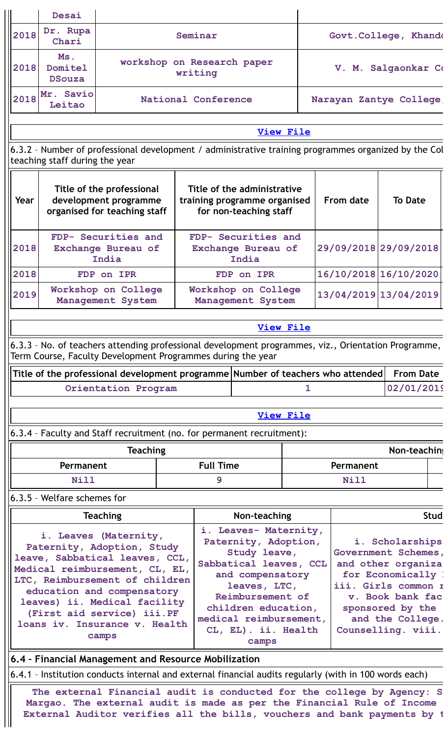| | Desai | | |
|---|---|---|---|
| 2018 | Dr. Rupa Chari | Seminar | Govt.College, Khand |
| 2018 | Ms. Domitel DSouza | workshop on Research paper writing | V. M. Salgaonkar Co |
| 2018 | Mr. Savio Leitao | National Conference | Narayan Zantye College |

View File

6.3.2 – Number of professional development / administrative training programmes organized by the Col teaching staff during the year

| Year | Title of the professional development programme organised for teaching staff | Title of the administrative training programme organised for non-teaching staff | From date | To Date |
|---|---|---|---|---|
| 2018 | FDP- Securities and Exchange Bureau of India | FDP- Securities and Exchange Bureau of India | 29/09/2018 | 29/09/2018 |
| 2018 | FDP on IPR | FDP on IPR | 16/10/2018 | 16/10/2020 |
| 2019 | Workshop on College Management System | Workshop on College Management System | 13/04/2019 | 13/04/2019 |

View File

6.3.3 – No. of teachers attending professional development programmes, viz., Orientation Programme, Term Course, Faculty Development Programmes during the year

| Title of the professional development programme | Number of teachers who attended | From Date |
|---|---|---|
| Orientation Program | 1 | 02/01/201 |

View File

6.3.4 – Faculty and Staff recruitment (no. for permanent recruitment):

| Teaching | | Non-teachin | |
|---|---|---|---|
| Permanent | Full Time | Permanent | |
| Nill | 9 | Nill | |

6.3.5 – Welfare schemes for

| Teaching | Non-teaching | Stud |
|---|---|---|
| i. Leaves (Maternity, Paternity, Adoption, Study leave, Sabbatical leaves, CCL, Medical reimbursement, CL, EL, LTC, Reimbursement of children education and compensatory leaves) ii. Medical facility (First aid service) iii.PF loans iv. Insurance v. Health camps | i. Leaves- Maternity, Paternity, Adoption, Study leave, Sabbatical leaves, CCL and compensatory leaves, LTC, Reimbursement of children education, medical reimbursement, CL, EL). ii. Health camps | i. Scholarships Government Schemes, and other organiza for Economically iii. Girls common r v. Book bank fac sponsored by the and the College. Counselling. viii. |

## 6.4 – Financial Management and Resource Mobilization

6.4.1 – Institution conducts internal and external financial audits regularly (with in 100 words each)

**The external Financial audit is conducted for the college by Agency: S Margao. The external audit is made as per the Financial Rule of Income External Auditor verifies all the bills, vouchers and bank payments by t**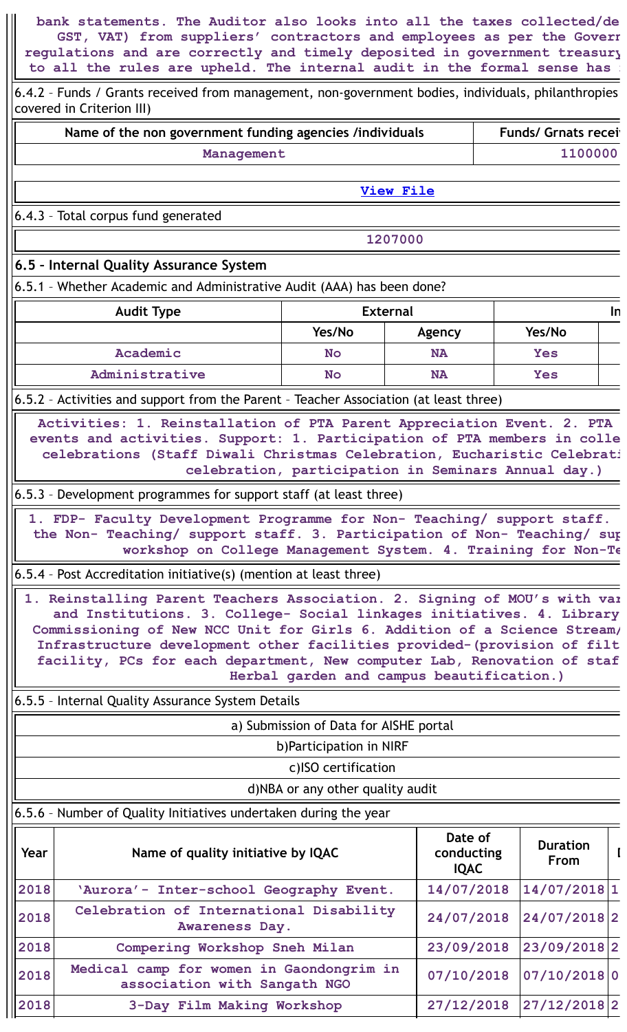bank statements. The Auditor also looks into all the taxes collected/de GST, VAT) from suppliers' contractors and employees as per the Govern regulations and are correctly and timely deposited in government treasury to all the rules are upheld. The internal audit in the formal sense has

6.4.2 – Funds / Grants received from management, non-government bodies, individuals, philanthropies covered in Criterion III)

| Name of the non government funding agencies /individuals | Funds/ Grnats recei |
|---|---|
| Management | 1100000 |

[View File]

6.4.3 – Total corpus fund generated

| 1207000 |
|---|

## 6.5 – Internal Quality Assurance System

6.5.1 – Whether Academic and Administrative Audit (AAA) has been done?

| Audit Type | External | | In | |
|---|---|---|---|---|
| | Yes/No | Agency | Yes/No | |
| Academic | No | NA | Yes | |
| Administrative | No | NA | Yes | |

6.5.2 – Activities and support from the Parent – Teacher Association (at least three)

Activities: 1. Reinstallation of PTA Parent Appreciation Event. 2. PTA events and activities. Support: 1. Participation of PTA members in colle celebrations (Staff Diwali Christmas Celebration, Eucharistic Celebrati celebration, participation in Seminars Annual day.)

6.5.3 – Development programmes for support staff (at least three)

1. FDP- Faculty Development Programme for Non- Teaching/ support staff. the Non- Teaching/ support staff. 3. Participation of Non- Teaching/ sup workshop on College Management System. 4. Training for Non-Te

6.5.4 – Post Accreditation initiative(s) (mention at least three)

1. Reinstalling Parent Teachers Association. 2. Signing of MOU's with var and Institutions. 3. College- Social linkages initiatives. 4. Library Commissioning of New NCC Unit for Girls 6. Addition of a Science Stream/ Infrastructure development other facilities provided-(provision of filt facility, PCs for each department, New computer Lab, Renovation of staf Herbal garden and campus beautification.)

6.5.5 – Internal Quality Assurance System Details

| a) Submission of Data for AISHE portal |
|---|
| b)Participation in NIRF |
| c)ISO certification |
| d)NBA or any other quality audit |

6.5.6 – Number of Quality Initiatives undertaken during the year

| Year | Name of quality initiative by IQAC | Date of conducting IQAC | Duration From | I |
|---|---|---|---|---|
| 2018 | 'Aurora'- Inter-school Geography Event. | 14/07/2018 | 14/07/2018 | 1 |
| 2018 | Celebration of International Disability Awareness Day. | 24/07/2018 | 24/07/2018 | 2 |
| 2018 | Compering Workshop Sneh Milan | 23/09/2018 | 23/09/2018 | 2 |
| 2018 | Medical camp for women in Gaondongrim in association with Sangath NGO | 07/10/2018 | 07/10/2018 | 0 |
| 2018 | 3-Day Film Making Workshop | 27/12/2018 | 27/12/2018 | 2 |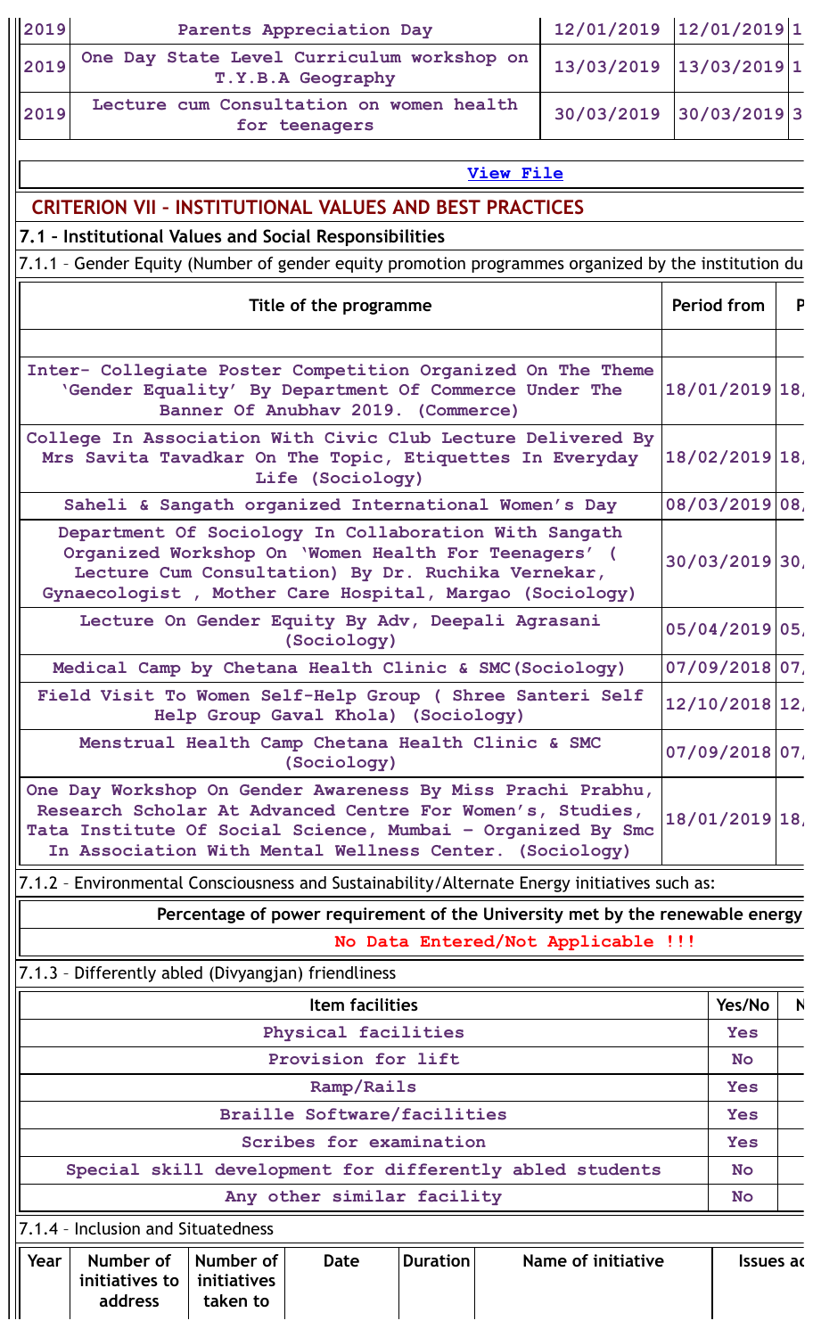| 2019 | Parents Appreciation Day | 12/01/2019 | 12/01/2019 | 1 |
|---|---|---|---|---|
| 2019 | One Day State Level Curriculum workshop on T.Y.B.A Geography | 13/03/2019 | 13/03/2019 | 1 |
| 2019 | Lecture cum Consultation on women health for teenagers | 30/03/2019 | 30/03/2019 | 3 |

View File

## CRITERION VII – INSTITUTIONAL VALUES AND BEST PRACTICES

### 7.1 – Institutional Values and Social Responsibilities

7.1.1 – Gender Equity (Number of gender equity promotion programmes organized by the institution du

| Title of the programme | Period from | P |
|---|---|---|
| | | |
| Inter- Collegiate Poster Competition Organized On The Theme 'Gender Equality' By Department Of Commerce Under The Banner Of Anubhav 2019. (Commerce) | 18/01/2019 | 18/ |
| College In Association With Civic Club Lecture Delivered By Mrs Savita Tavadkar On The Topic, Etiquettes In Everyday Life (Sociology) | 18/02/2019 | 18/ |
| Saheli & Sangath organized International Women's Day | 08/03/2019 | 08/ |
| Department Of Sociology In Collaboration With Sangath Organized Workshop On 'Women Health For Teenagers' ( Lecture Cum Consultation) By Dr. Ruchika Vernekar, Gynaecologist , Mother Care Hospital, Margao (Sociology) | 30/03/2019 | 30/ |
| Lecture On Gender Equity By Adv, Deepali Agrasani (Sociology) | 05/04/2019 | 05/ |
| Medical Camp by Chetana Health Clinic & SMC(Sociology) | 07/09/2018 | 07/ |
| Field Visit To Women Self-Help Group ( Shree Santeri Self Help Group Gaval Khola) (Sociology) | 12/10/2018 | 12/ |
| Menstrual Health Camp Chetana Health Clinic & SMC (Sociology) | 07/09/2018 | 07/ |
| One Day Workshop On Gender Awareness By Miss Prachi Prabhu, Research Scholar At Advanced Centre For Women's, Studies, Tata Institute Of Social Science, Mumbai – Organized By Smc In Association With Mental Wellness Center. (Sociology) | 18/01/2019 | 18/ |

7.1.2 – Environmental Consciousness and Sustainability/Alternate Energy initiatives such as:

| Percentage of power requirement of the University met by the renewable energy |
|---|
| No Data Entered/Not Applicable !!! |

7.1.3 – Differently abled (Divyangjan) friendliness

| Item facilities | Yes/No | N |
|---|---|---|
| Physical facilities | Yes | |
| Provision for lift | No | |
| Ramp/Rails | Yes | |
| Braille Software/facilities | Yes | |
| Scribes for examination | Yes | |
| Special skill development for differently abled students | No | |
| Any other similar facility | No | |

7.1.4 – Inclusion and Situatedness

| Year | Number of initiatives to address | Number of initiatives taken to | Date | Duration | Name of initiative | Issues ad |
|---|---|---|---|---|---|---|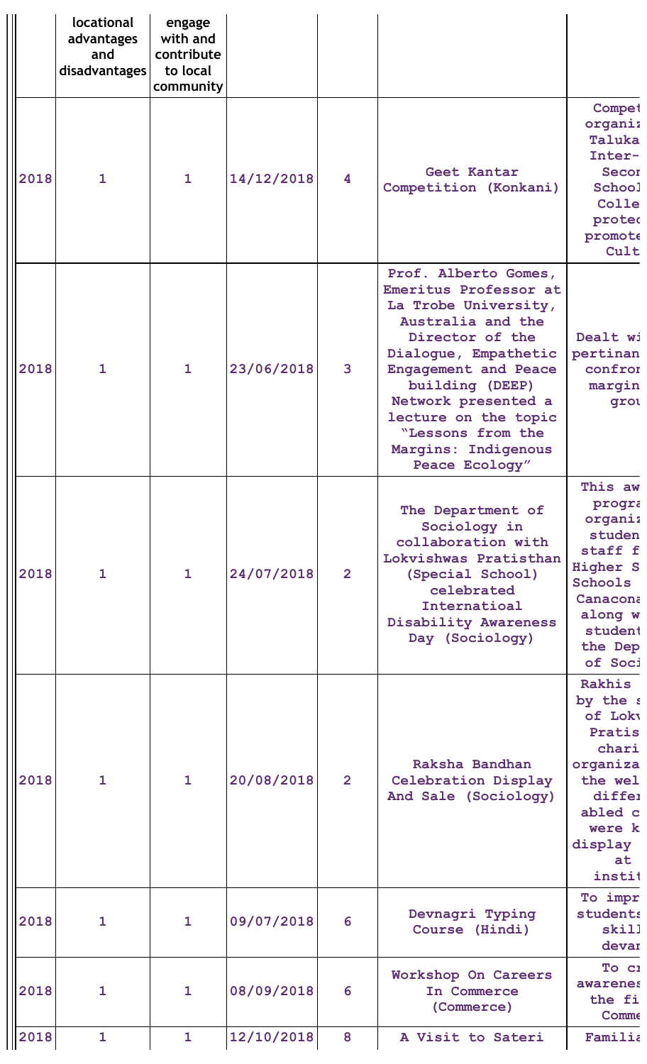| | locational advantages and disadvantages | engage with and contribute to local community | | | | |
|---|---|---|---|---|---|---|
| 2018 | 1 | 1 | 14/12/2018 | 4 | Geet Kantar Competition (Konkani) | Compet organiz Taluka Inter- Secor School Colle protec promote Cult |
| 2018 | 1 | 1 | 23/06/2018 | 3 | Prof. Alberto Gomes, Emeritus Professor at La Trobe University, Australia and the Director of the Dialogue, Empathetic Engagement and Peace building (DEEP) Network presented a lecture on the topic “Lessons from the Margins: Indigenous Peace Ecology” | Dealt wi pertinan confror margin grou |
| 2018 | 1 | 1 | 24/07/2018 | 2 | The Department of Sociology in collaboration with Lokvishwas Pratisthan (Special School) celebrated Internatioal Disability Awareness Day (Sociology) | This aw progra organiz studen staff f Higher S Schools Canacona along w student the Dep of Soci |
| 2018 | 1 | 1 | 20/08/2018 | 2 | Raksha Bandhan Celebration Display And Sale (Sociology) | Rakhis by the s of Lokv Pratis chari organiza the wel differ abled c were k display at instit |
| 2018 | 1 | 1 | 09/07/2018 | 6 | Devnagri Typing Course (Hindi) | To impr students skil devar |
| 2018 | 1 | 1 | 08/09/2018 | 6 | Workshop On Careers In Commerce (Commerce) | To cr awarenes the fi Comme |
| 2018 | 1 | 1 | 12/10/2018 | 8 | A Visit to Sateri | Familia |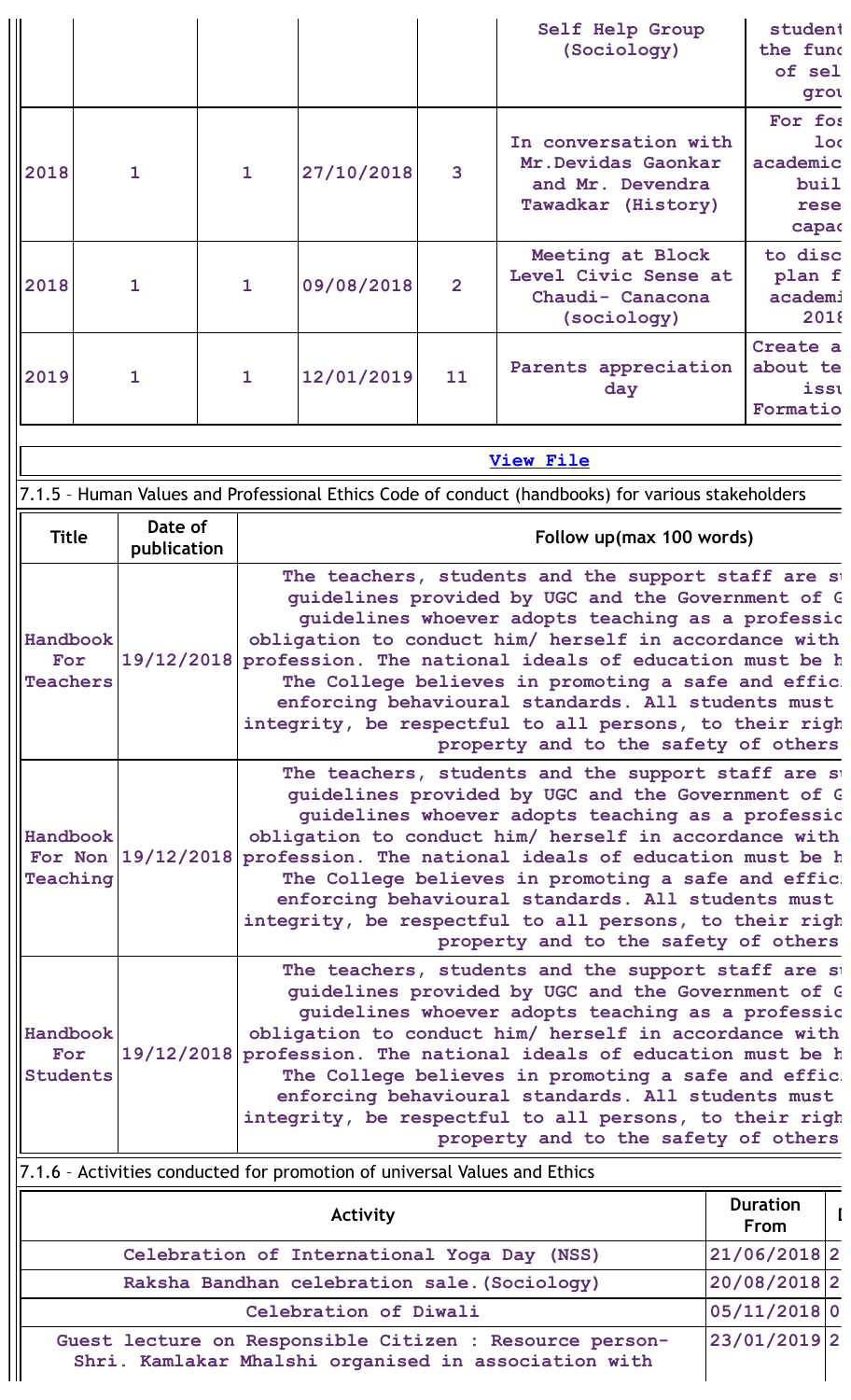| | | | | | | |
|---|---|---|---|---|---|---|
| | | | | | Self Help Group (Sociology) | student the func of sel grou |
| 2018 | 1 | 1 | 27/10/2018 | 3 | In conversation with Mr.Devidas Gaonkar and Mr. Devendra Tawadkar (History) | For fos loc academic buil rese capac |
| 2018 | 1 | 1 | 09/08/2018 | 2 | Meeting at Block Level Civic Sense at Chaudi- Canacona (sociology) | to disc plan f academi 2018 |
| 2019 | 1 | 1 | 12/01/2019 | 11 | Parents appreciation day | Create a about te issu Formatio |

[View File]

7.1.5 – Human Values and Professional Ethics Code of conduct (handbooks) for various stakeholders

| Title | Date of publication | Follow up(max 100 words) |
|---|---|---|
| Handbook For Teachers | 19/12/2018 | The teachers, students and the support staff are s guidelines provided by UGC and the Government of G guidelines whoever adopts teaching as a professio obligation to conduct him/ herself in accordance with profession. The national ideals of education must be h The College believes in promoting a safe and effic enforcing behavioural standards. All students must integrity, be respectful to all persons, to their righ property and to the safety of others |
| Handbook For Non Teaching | 19/12/2018 | The teachers, students and the support staff are s guidelines provided by UGC and the Government of G guidelines whoever adopts teaching as a professio obligation to conduct him/ herself in accordance with profession. The national ideals of education must be h The College believes in promoting a safe and effic enforcing behavioural standards. All students must integrity, be respectful to all persons, to their righ property and to the safety of others |
| Handbook For Students | 19/12/2018 | The teachers, students and the support staff are s guidelines provided by UGC and the Government of G guidelines whoever adopts teaching as a professio obligation to conduct him/ herself in accordance with profession. The national ideals of education must be h The College believes in promoting a safe and effic enforcing behavioural standards. All students must integrity, be respectful to all persons, to their righ property and to the safety of others |

7.1.6 – Activities conducted for promotion of universal Values and Ethics

| Activity | Duration From | D |
|---|---|---|
| Celebration of International Yoga Day (NSS) | 21/06/2018 | 2 |
| Raksha Bandhan celebration sale.(Sociology) | 20/08/2018 | 2 |
| Celebration of Diwali | 05/11/2018 | 0 |
| Guest lecture on Responsible Citizen : Resource person- Shri. Kamlakar Mhalshi organised in association with | 23/01/2019 | 2 |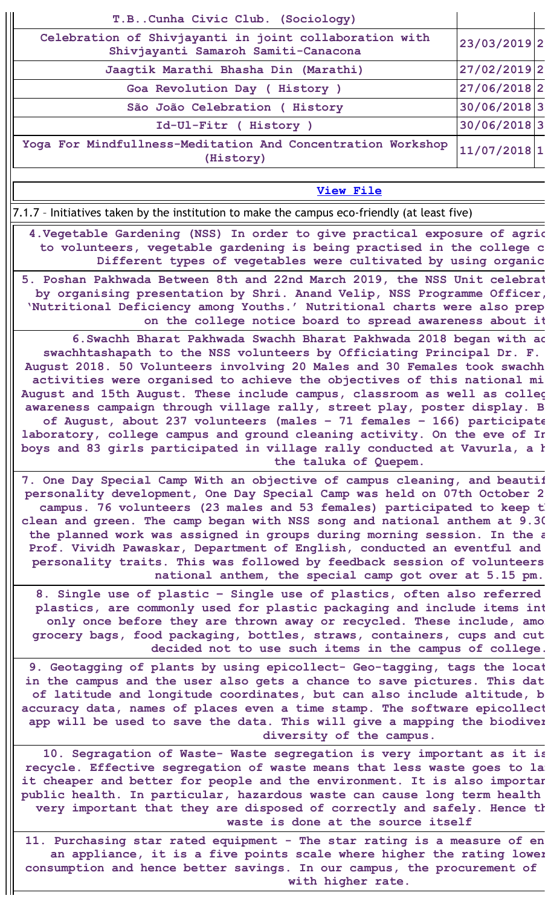| T.B..Cunha Civic Club. (Sociology) | | |
|---|---|---|
| Celebration of Shivjayanti in joint collaboration with Shivjayanti Samaroh Samiti-Canacona | 23/03/2019 | 2 |
| Jaagtik Marathi Bhasha Din (Marathi) | 27/02/2019 | 2 |
| Goa Revolution Day ( History ) | 27/06/2018 | 2 |
| São João Celebration ( History | 30/06/2018 | 3 |
| Id-Ul-Fitr ( History ) | 30/06/2018 | 3 |
| Yoga For Mindfullness-Meditation And Concentration Workshop (History) | 11/07/2018 | 1 |

View File

7.1.7 – Initiatives taken by the institution to make the campus eco-friendly (at least five)

| |
|---|
| 4.Vegetable Gardening (NSS) In order to give practical exposure of agric to volunteers, vegetable gardening is being practised in the college c Different types of vegetables were cultivated by using organic |
| 5. Poshan Pakhwada Between 8th and 22nd March 2019, the NSS Unit celebrat by organising presentation by Shri. Anand Velip, NSS Programme Officer, 'Nutritional Deficiency among Youths.' Nutritional charts were also prep on the college notice board to spread awareness about it |
| 6.Swachh Bharat Pakhwada Swachh Bharat Pakhwada 2018 began with ad swachhtashapath to the NSS volunteers by Officiating Principal Dr. F. August 2018. 50 Volunteers involving 20 Males and 30 Females took swachh activities were organised to achieve the objectives of this national mi August and 15th August. These include campus, classroom as well as colleg awareness campaign through village rally, street play, poster display. B of August, about 237 volunteers (males – 71 females – 166) participate laboratory, college campus and ground cleaning activity. On the eve of In boys and 83 girls participated in village rally conducted at Vavurla, a h the taluka of Quepem. |
| 7. One Day Special Camp With an objective of campus cleaning, and beautif personality development, One Day Special Camp was held on 07th October 2 campus. 76 volunteers (23 males and 53 females) participated to keep t clean and green. The camp began with NSS song and national anthem at 9.30 the planned work was assigned in groups during morning session. In the a Prof. Vividh Pawaskar, Department of English, conducted an eventful and personality traits. This was followed by feedback session of volunteers national anthem, the special camp got over at 5.15 pm. |
| 8. Single use of plastic – Single use of plastics, often also referred plastics, are commonly used for plastic packaging and include items int only once before they are thrown away or recycled. These include, amo grocery bags, food packaging, bottles, straws, containers, cups and cut decided not to use such items in the campus of college. |
| 9. Geotagging of plants by using epicollect- Geo-tagging, tags the locat in the campus and the user also gets a chance to save pictures. This dat of latitude and longitude coordinates, but can also include altitude, b accuracy data, names of places even a time stamp. The software epicollect app will be used to save the data. This will give a mapping the biodiver diversity of the campus. |
| 10. Segragation of Waste- Waste segregation is very important as it is recycle. Effective segregation of waste means that less waste goes to la it cheaper and better for people and the environment. It is also importan public health. In particular, hazardous waste can cause long term health very important that they are disposed of correctly and safely. Hence th waste is done at the source itself |
| 11. Purchasing star rated equipment - The star rating is a measure of en an appliance, it is a five points scale where higher the rating lower consumption and hence better savings. In our campus, the procurement of with higher rate. |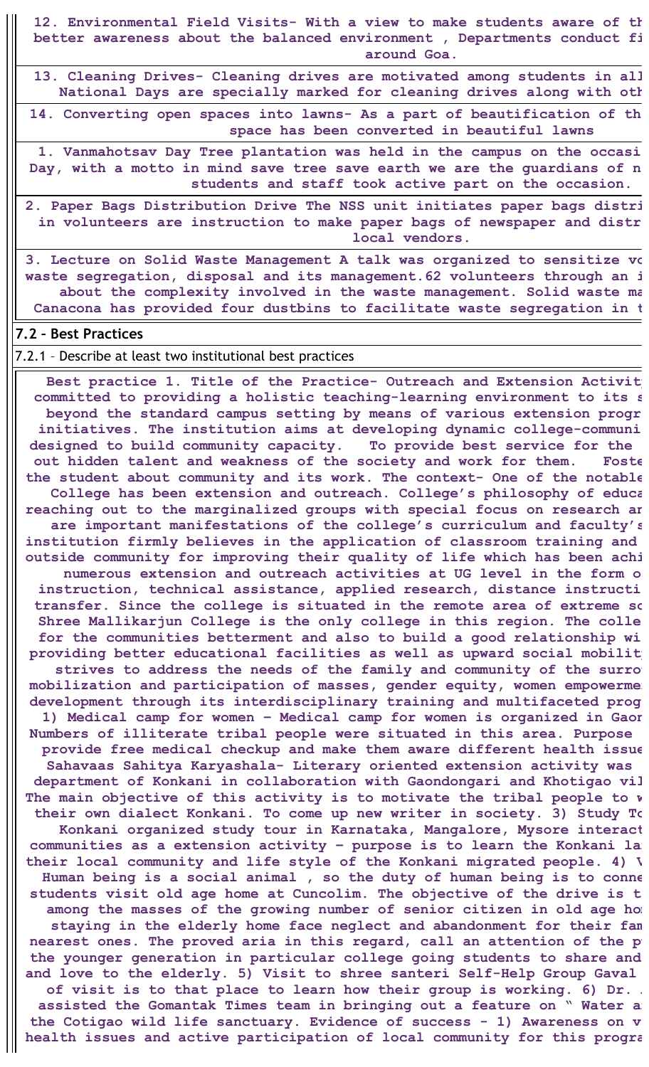12. Environmental Field Visits- With a view to make students aware of th better awareness about the balanced environment , Departments conduct fi around Goa.

13. Cleaning Drives- Cleaning drives are motivated among students in all National Days are specially marked for cleaning drives along with oth

14. Converting open spaces into lawns- As a part of beautification of th space has been converted in beautiful lawns

1. Vanmahotsav Day Tree plantation was held in the campus on the occasi Day, with a motto in mind save tree save earth we are the guardians of n students and staff took active part on the occasion.

2. Paper Bags Distribution Drive The NSS unit initiates paper bags distri in volunteers are instruction to make paper bags of newspaper and distr local vendors.

3. Lecture on Solid Waste Management A talk was organized to sensitize vo waste segregation, disposal and its management.62 volunteers through an i about the complexity involved in the waste management. Solid waste ma Canacona has provided four dustbins to facilitate waste segregation in t

**7.2 – Best Practices**

7.2.1 – Describe at least two institutional best practices

Best practice 1. Title of the Practice- Outreach and Extension Activit committed to providing a holistic teaching-learning environment to its s beyond the standard campus setting by means of various extension progr initiatives. The institution aims at developing dynamic college-communi designed to build community capacity. To provide best service for the out hidden talent and weakness of the society and work for them. Foste the student about community and its work. The context- One of the notable College has been extension and outreach. College's philosophy of educa reaching out to the marginalized groups with special focus on research ar are important manifestations of the college's curriculum and faculty's institution firmly believes in the application of classroom training and outside community for improving their quality of life which has been achi numerous extension and outreach activities at UG level in the form o instruction, technical assistance, applied research, distance instructi transfer. Since the college is situated in the remote area of extreme so Shree Mallikarjun College is the only college in this region. The colle for the communities betterment and also to build a good relationship wi providing better educational facilities as well as upward social mobilit strives to address the needs of the family and community of the surro mobilization and participation of masses, gender equity, women empowerme development through its interdisciplinary training and multifaceted prog 1) Medical camp for women – Medical camp for women is organized in Gaor Numbers of illiterate tribal people were situated in this area. Purpose provide free medical checkup and make them aware different health issue Sahavaas Sahitya Karyashala- Literary oriented extension activity was department of Konkani in collaboration with Gaondongari and Khotigao vil The main objective of this activity is to motivate the tribal people to w their own dialect Konkani. To come up new writer in society. 3) Study To Konkani organized study tour in Karnataka, Mangalore, Mysore interact communities as a extension activity – purpose is to learn the Konkani la their local community and life style of the Konkani migrated people. 4) V Human being is a social animal , so the duty of human being is to conne students visit old age home at Cuncolim. The objective of the drive is t among the masses of the growing number of senior citizen in old age hor staying in the elderly home face neglect and abandonment for their fam nearest ones. The proved aria in this regard, call an attention of the p the younger generation in particular college going students to share and and love to the elderly. 5) Visit to shree santeri Self-Help Group Gaval of visit is to that place to learn how their group is working. 6) Dr. assisted the Gomantak Times team in bringing out a feature on " Water a the Cotigao wild life sanctuary. Evidence of success - 1) Awareness on v health issues and active participation of local community for this progra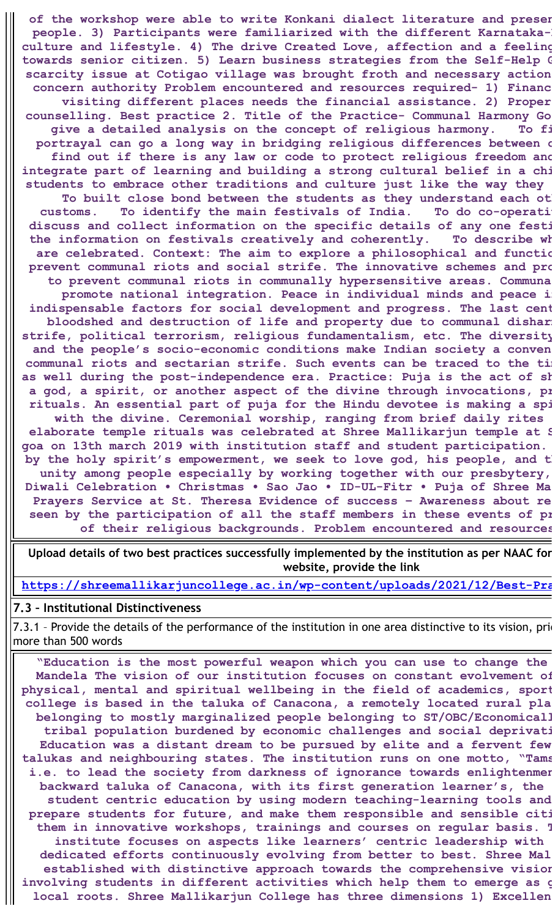of the workshop were able to write Konkani dialect literature and preser people. 3) Participants were familiarized with the different Karnataka-culture and lifestyle. 4) The drive Created Love, affection and a feeling towards senior citizen. 5) Learn business strategies from the Self-Help G scarcity issue at Cotigao village was brought froth and necessary action concern authority Problem encountered and resources required- 1) Financ visiting different places needs the financial assistance. 2) Proper counselling. Best practice 2. Title of the Practice- Communal Harmony Go give a detailed analysis on the concept of religious harmony. To fi portrayal can go a long way in bridging religious differences between c find out if there is any law or code to protect religious freedom and integrate part of learning and building a strong cultural belief in a chi students to embrace other traditions and culture just like the way they To built close bond between the students as they understand each ot customs. To identify the main festivals of India. To do co-operati discuss and collect information on the specific details of any one festi the information on festivals creatively and coherently. To describe wh are celebrated. Context: The aim to explore a philosophical and functio prevent communal riots and social strife. The innovative schemes and pro to prevent communal riots in communally hypersensitive areas. Communa promote national integration. Peace in individual minds and peace i indispensable factors for social development and progress. The last cent bloodshed and destruction of life and property due to communal dishar strife, political terrorism, religious fundamentalism, etc. The diversity and the people's socio-economic conditions make Indian society a conven communal riots and sectarian strife. Such events can be traced to the ti as well during the post-independence era. Practice: Puja is the act of sh a god, a spirit, or another aspect of the divine through invocations, pr rituals. An essential part of puja for the Hindu devotee is making a spi with the divine. Ceremonial worship, ranging from brief daily rites elaborate temple rituals was celebrated at Shree Mallikarjun temple at S goa on 13th march 2019 with institution staff and student participation. by the holy spirit's empowerment, we seek to love god, his people, and t unity among people especially by working together with our presbytery, Diwali Celebration • Christmas • Sao Jao • ID-UL-Fitr • Puja of Shree Ma Prayers Service at St. Theresa Evidence of success – Awareness about re seen by the participation of all the staff members in these events of pr of their religious backgrounds. Problem encountered and resources

| Upload details of two best practices successfully implemented by the institution as per NAAC for website, provide the link |
|---|
| https://shreemallikarjuncollege.ac.in/wp-content/uploads/2021/12/Best-Pra |

## 7.3 – Institutional Distinctiveness

7.3.1 – Provide the details of the performance of the institution in one area distinctive to its vision, pri more than 500 words

"Education is the most powerful weapon which you can use to change the Mandela The vision of our institution focuses on constant evolvement of physical, mental and spiritual wellbeing in the field of academics, sport college is based in the taluka of Canacona, a remotely located rural pla belonging to mostly marginalized people belonging to ST/OBC/Economicall tribal population burdened by economic challenges and social deprivati Education was a distant dream to be pursued by elite and a fervent few talukas and neighbouring states. The institution runs on one motto, "Tams i.e. to lead the society from darkness of ignorance towards enlightenmer backward taluka of Canacona, with its first generation learner's, the student centric education by using modern teaching-learning tools and prepare students for future, and make them responsible and sensible citi them in innovative workshops, trainings and courses on regular basis. T institute focuses on aspects like learners' centric leadership with dedicated efforts continuously evolving from better to best. Shree Mal established with distinctive approach towards the comprehensive vision involving students in different activities which help them to emerge as g local roots. Shree Mallikarjun College has three dimensions 1) Excellen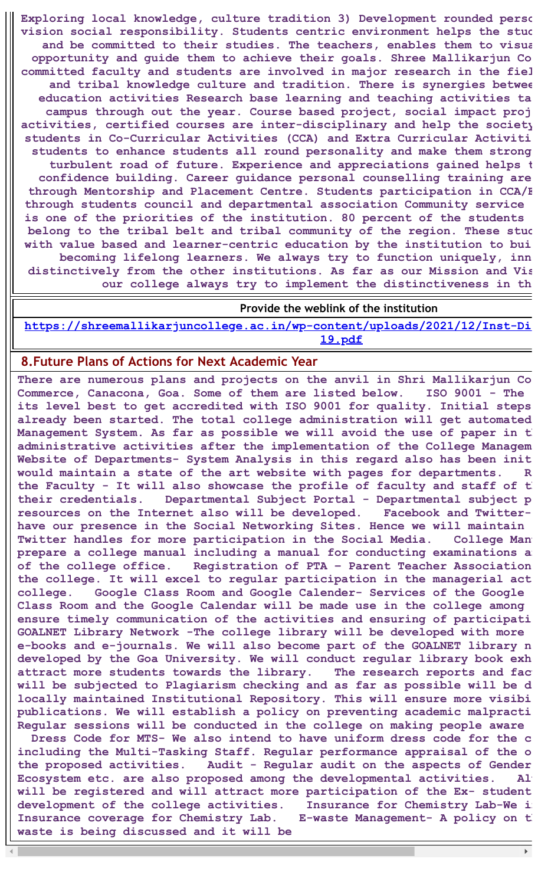Exploring local knowledge, culture tradition 3) Development rounded perso vision social responsibility. Students centric environment helps the stud and be committed to their studies. The teachers, enables them to visua opportunity and guide them to achieve their goals. Shree Mallikarjun Co committed faculty and students are involved in major research in the fiel and tribal knowledge culture and tradition. There is synergies betwee education activities Research base learning and teaching activities ta campus through out the year. Course based project, social impact proj activities, certified courses are inter-disciplinary and help the society students in Co-Curricular Activities (CCA) and Extra Curricular Activiti students to enhance students all round personality and make them strong turbulent road of future. Experience and appreciations gained helps t confidence building. Career guidance personal counselling training are through Mentorship and Placement Centre. Students participation in CCA/E through students council and departmental association Community service is one of the priorities of the institution. 80 percent of the students belong to the tribal belt and tribal community of the region. These stud with value based and learner-centric education by the institution to bui becoming lifelong learners. We always try to function uniquely, inn distinctively from the other institutions. As far as our Mission and Vis our college always try to implement the distinctiveness in th

| Provide the weblink of the institution |
|---|
| https://shreemallikarjuncollege.ac.in/wp-content/uploads/2021/12/Inst-Di 19.pdf |

## 8.Future Plans of Actions for Next Academic Year

There are numerous plans and projects on the anvil in Shri Mallikarjun Co Commerce, Canacona, Goa. Some of them are listed below. ISO 9001 - The its level best to get accredited with ISO 9001 for quality. Initial steps already been started. The total college administration will get automated Management System. As far as possible we will avoid the use of paper in t administrative activities after the implementation of the College Managem Website of Departments- System Analysis in this regard also has been init would maintain a state of the art website with pages for departments. R the Faculty - It will also showcase the profile of faculty and staff of t their credentials. Departmental Subject Portal - Departmental subject p resources on the Internet also will be developed. Facebook and Twitter- have our presence in the Social Networking Sites. Hence we will maintain Twitter handles for more participation in the Social Media. College Man prepare a college manual including a manual for conducting examinations a of the college office. Registration of PTA – Parent Teacher Association the college. It will excel to regular participation in the managerial act college. Google Class Room and Google Calender- Services of the Google Class Room and the Google Calendar will be made use in the college among ensure timely communication of the activities and ensuring of participati GOALNET Library Network -The college library will be developed with more e-books and e-journals. We will also become part of the GOALNET library n developed by the Goa University. We will conduct regular library book exh attract more students towards the library. The research reports and fac will be subjected to Plagiarism checking and as far as possible will be d locally maintained Institutional Repository. This will ensure more visibi publications. We will establish a policy on preventing academic malpracti Regular sessions will be conducted in the college on making people aware Dress Code for MTS- We also intend to have uniform dress code for the c including the Multi-Tasking Staff. Regular performance appraisal of the o the proposed activities. Audit - Regular audit on the aspects of Gender Ecosystem etc. are also proposed among the developmental activities. Al will be registered and will attract more participation of the Ex- student development of the college activities. Insurance for Chemistry Lab-We i Insurance coverage for Chemistry Lab. E-waste Management- A policy on t waste is being discussed and it will be